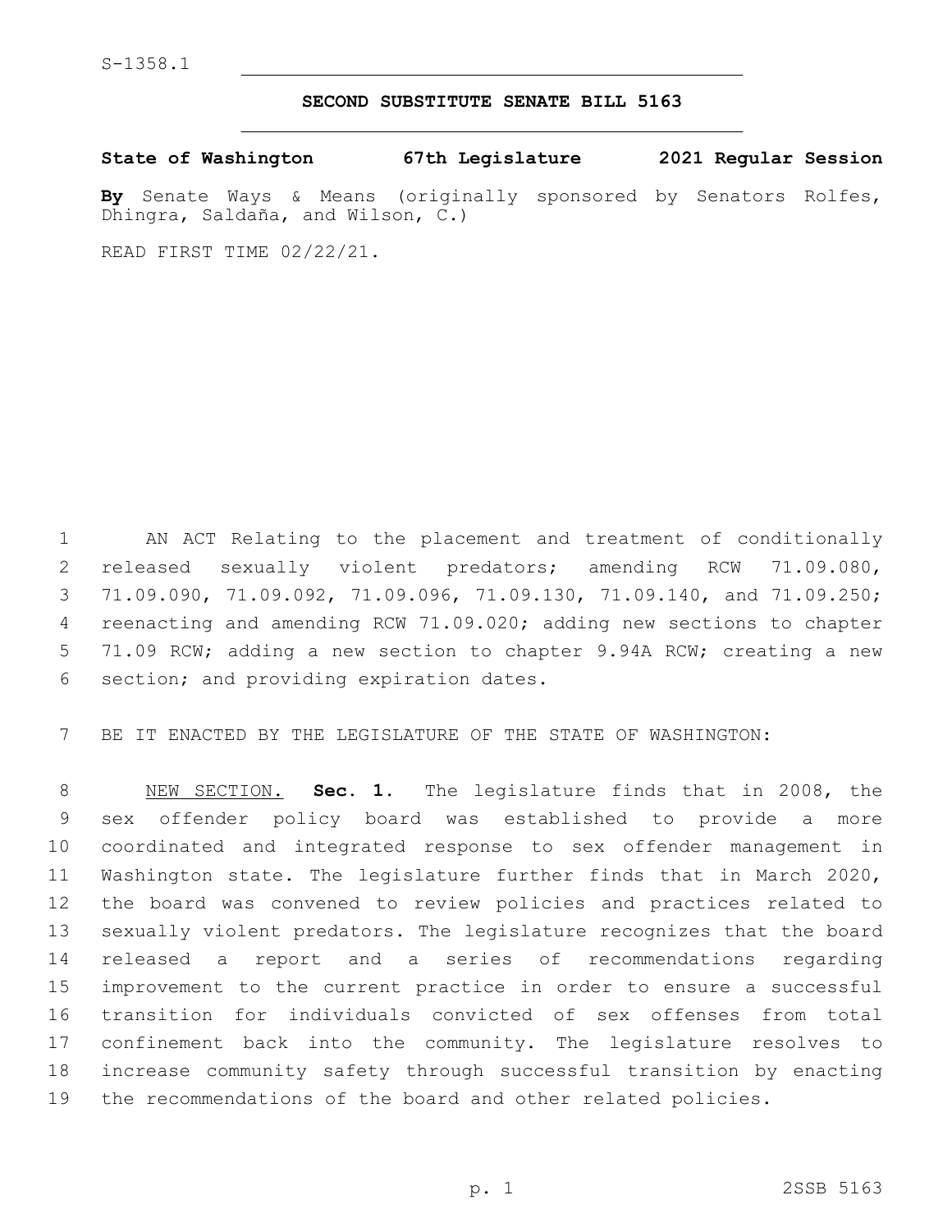S-1358.1

# SECOND SUBSTITUTE SENATE BILL 5163

**State of Washington 67th Legislature 2021 Regular Session**

**By** Senate Ways & Means (originally sponsored by Senators Rolfes, Dhingra, Saldaña, and Wilson, C.)

READ FIRST TIME 02/22/21.

AN ACT Relating to the placement and treatment of conditionally released sexually violent predators; amending RCW 71.09.080, 71.09.090, 71.09.092, 71.09.096, 71.09.130, 71.09.140, and 71.09.250; reenacting and amending RCW 71.09.020; adding new sections to chapter 71.09 RCW; adding a new section to chapter 9.94A RCW; creating a new section; and providing expiration dates.

BE IT ENACTED BY THE LEGISLATURE OF THE STATE OF WASHINGTON:

NEW SECTION. **Sec. 1.** The legislature finds that in 2008, the sex offender policy board was established to provide a more coordinated and integrated response to sex offender management in Washington state. The legislature further finds that in March 2020, the board was convened to review policies and practices related to sexually violent predators. The legislature recognizes that the board released a report and a series of recommendations regarding improvement to the current practice in order to ensure a successful transition for individuals convicted of sex offenses from total confinement back into the community. The legislature resolves to increase community safety through successful transition by enacting the recommendations of the board and other related policies.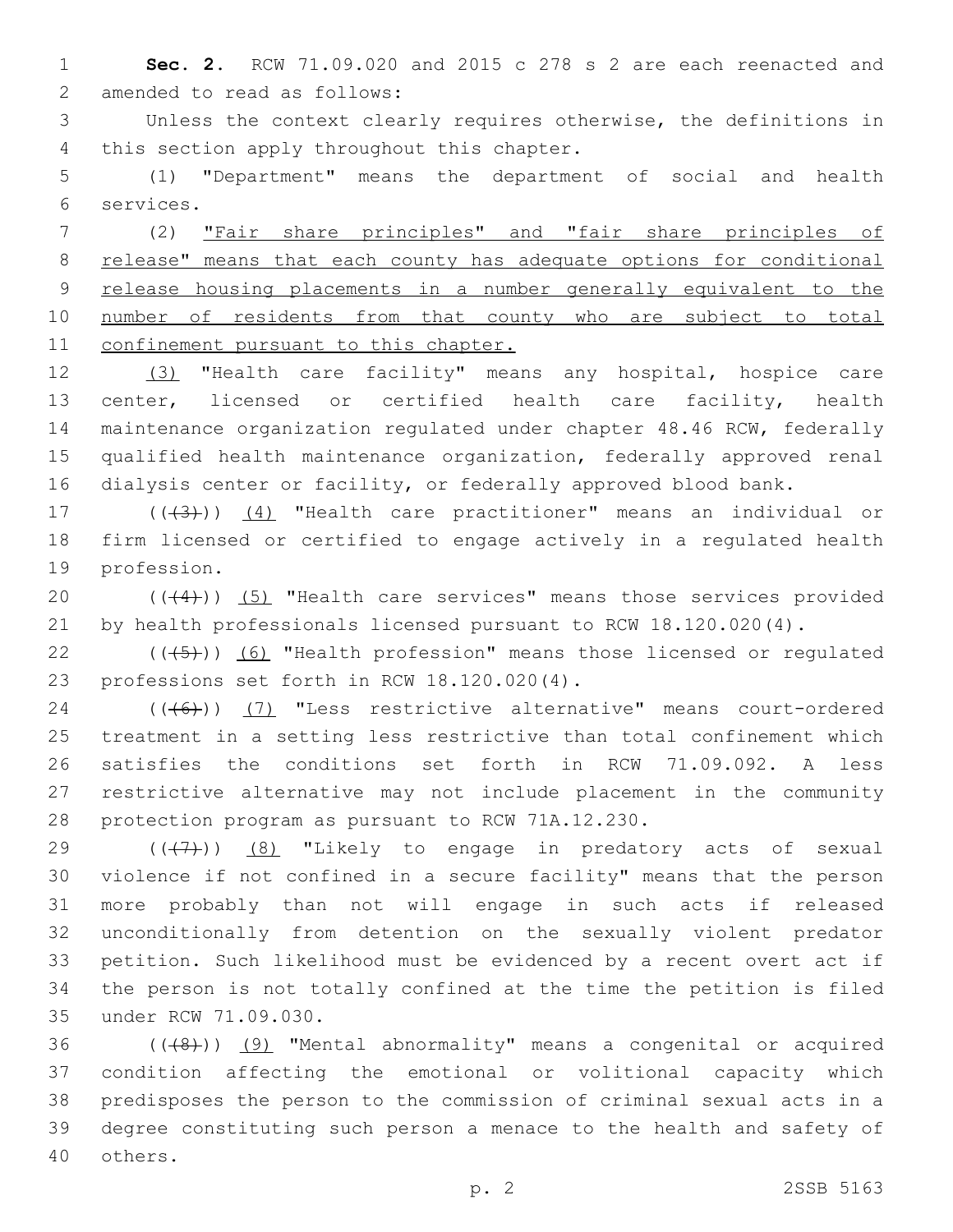**Sec. 2.** RCW 71.09.020 and 2015 c 278 s 2 are each reenacted and amended to read as follows:

Unless the context clearly requires otherwise, the definitions in this section apply throughout this chapter.

(1) "Department" means the department of social and health services.

(2) "Fair share principles" and "fair share principles of release" means that each county has adequate options for conditional release housing placements in a number generally equivalent to the number of residents from that county who are subject to total confinement pursuant to this chapter.

(3) "Health care facility" means any hospital, hospice care center, licensed or certified health care facility, health maintenance organization regulated under chapter 48.46 RCW, federally qualified health maintenance organization, federally approved renal dialysis center or facility, or federally approved blood bank.

((~~(3)~~)) (4) "Health care practitioner" means an individual or firm licensed or certified to engage actively in a regulated health profession.

((~~(4)~~)) (5) "Health care services" means those services provided by health professionals licensed pursuant to RCW 18.120.020(4).

((~~(5)~~)) (6) "Health profession" means those licensed or regulated professions set forth in RCW 18.120.020(4).

((~~(6)~~)) (7) "Less restrictive alternative" means court-ordered treatment in a setting less restrictive than total confinement which satisfies the conditions set forth in RCW 71.09.092. A less restrictive alternative may not include placement in the community protection program as pursuant to RCW 71A.12.230.

((~~(7)~~)) (8) "Likely to engage in predatory acts of sexual violence if not confined in a secure facility" means that the person more probably than not will engage in such acts if released unconditionally from detention on the sexually violent predator petition. Such likelihood must be evidenced by a recent overt act if the person is not totally confined at the time the petition is filed under RCW 71.09.030.

((~~(8)~~)) (9) "Mental abnormality" means a congenital or acquired condition affecting the emotional or volitional capacity which predisposes the person to the commission of criminal sexual acts in a degree constituting such person a menace to the health and safety of others.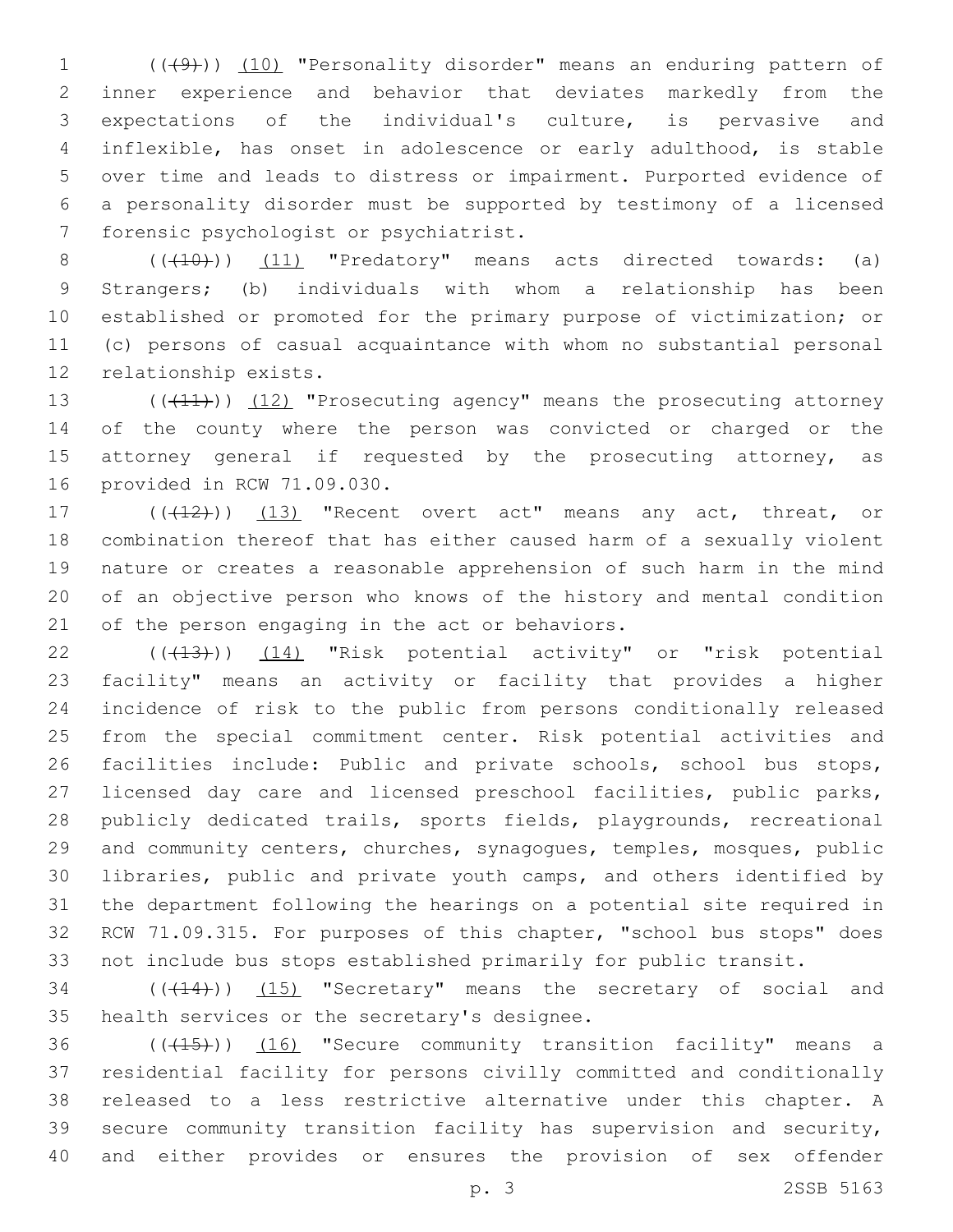(((9))) (10) "Personality disorder" means an enduring pattern of inner experience and behavior that deviates markedly from the expectations of the individual's culture, is pervasive and inflexible, has onset in adolescence or early adulthood, is stable over time and leads to distress or impairment. Purported evidence of a personality disorder must be supported by testimony of a licensed forensic psychologist or psychiatrist.

(((10))) (11) "Predatory" means acts directed towards: (a) Strangers; (b) individuals with whom a relationship has been established or promoted for the primary purpose of victimization; or (c) persons of casual acquaintance with whom no substantial personal relationship exists.

(((11))) (12) "Prosecuting agency" means the prosecuting attorney of the county where the person was convicted or charged or the attorney general if requested by the prosecuting attorney, as provided in RCW 71.09.030.

(((12))) (13) "Recent overt act" means any act, threat, or combination thereof that has either caused harm of a sexually violent nature or creates a reasonable apprehension of such harm in the mind of an objective person who knows of the history and mental condition of the person engaging in the act or behaviors.

(((13))) (14) "Risk potential activity" or "risk potential facility" means an activity or facility that provides a higher incidence of risk to the public from persons conditionally released from the special commitment center. Risk potential activities and facilities include: Public and private schools, school bus stops, licensed day care and licensed preschool facilities, public parks, publicly dedicated trails, sports fields, playgrounds, recreational and community centers, churches, synagogues, temples, mosques, public libraries, public and private youth camps, and others identified by the department following the hearings on a potential site required in RCW 71.09.315. For purposes of this chapter, "school bus stops" does not include bus stops established primarily for public transit.

(((14))) (15) "Secretary" means the secretary of social and health services or the secretary's designee.

(((15))) (16) "Secure community transition facility" means a residential facility for persons civilly committed and conditionally released to a less restrictive alternative under this chapter. A secure community transition facility has supervision and security, and either provides or ensures the provision of sex offender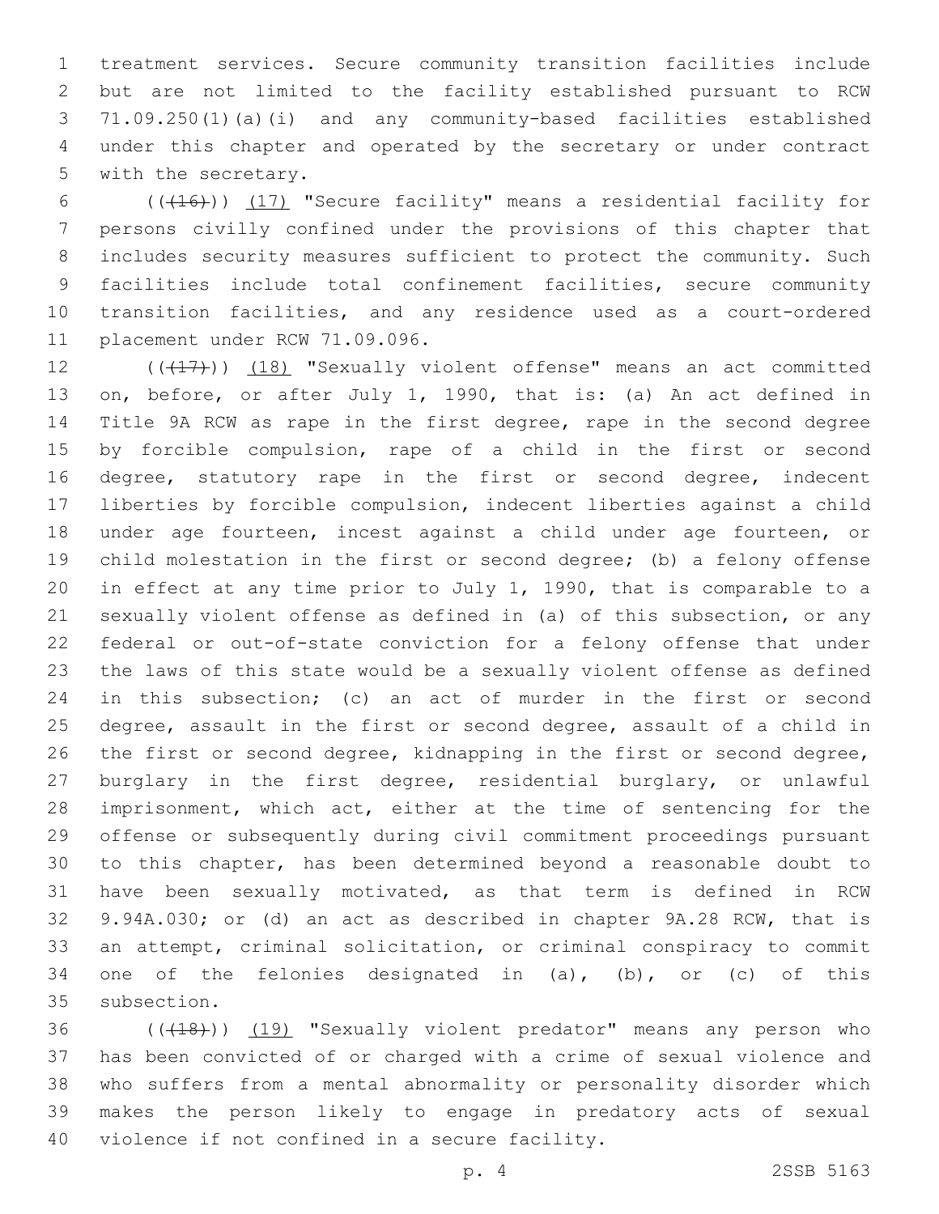treatment services. Secure community transition facilities include but are not limited to the facility established pursuant to RCW 71.09.250(1)(a)(i) and any community-based facilities established under this chapter and operated by the secretary or under contract with the secretary.

(((16))) (17) "Secure facility" means a residential facility for persons civilly confined under the provisions of this chapter that includes security measures sufficient to protect the community. Such facilities include total confinement facilities, secure community transition facilities, and any residence used as a court-ordered placement under RCW 71.09.096.

(((17))) (18) "Sexually violent offense" means an act committed on, before, or after July 1, 1990, that is: (a) An act defined in Title 9A RCW as rape in the first degree, rape in the second degree by forcible compulsion, rape of a child in the first or second degree, statutory rape in the first or second degree, indecent liberties by forcible compulsion, indecent liberties against a child under age fourteen, incest against a child under age fourteen, or child molestation in the first or second degree; (b) a felony offense in effect at any time prior to July 1, 1990, that is comparable to a sexually violent offense as defined in (a) of this subsection, or any federal or out-of-state conviction for a felony offense that under the laws of this state would be a sexually violent offense as defined in this subsection; (c) an act of murder in the first or second degree, assault in the first or second degree, assault of a child in the first or second degree, kidnapping in the first or second degree, burglary in the first degree, residential burglary, or unlawful imprisonment, which act, either at the time of sentencing for the offense or subsequently during civil commitment proceedings pursuant to this chapter, has been determined beyond a reasonable doubt to have been sexually motivated, as that term is defined in RCW 9.94A.030; or (d) an act as described in chapter 9A.28 RCW, that is an attempt, criminal solicitation, or criminal conspiracy to commit one of the felonies designated in (a), (b), or (c) of this subsection.

(((18))) (19) "Sexually violent predator" means any person who has been convicted of or charged with a crime of sexual violence and who suffers from a mental abnormality or personality disorder which makes the person likely to engage in predatory acts of sexual violence if not confined in a secure facility.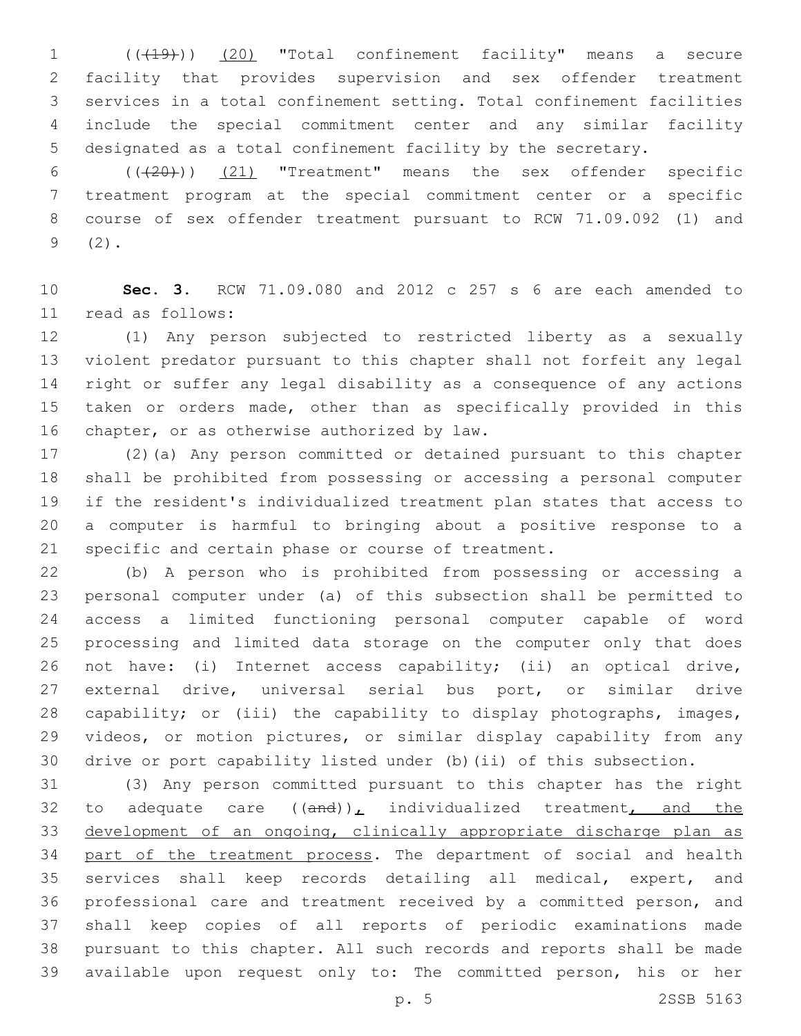(((19))) <u>(20)</u> "Total confinement facility" means a secure facility that provides supervision and sex offender treatment services in a total confinement setting. Total confinement facilities include the special commitment center and any similar facility designated as a total confinement facility by the secretary.

(((20))) <u>(21)</u> "Treatment" means the sex offender specific treatment program at the special commitment center or a specific course of sex offender treatment pursuant to RCW 71.09.092 (1) and (2).

**Sec. 3.** RCW 71.09.080 and 2012 c 257 s 6 are each amended to read as follows:

(1) Any person subjected to restricted liberty as a sexually violent predator pursuant to this chapter shall not forfeit any legal right or suffer any legal disability as a consequence of any actions taken or orders made, other than as specifically provided in this chapter, or as otherwise authorized by law.

(2)(a) Any person committed or detained pursuant to this chapter shall be prohibited from possessing or accessing a personal computer if the resident's individualized treatment plan states that access to a computer is harmful to bringing about a positive response to a specific and certain phase or course of treatment.

(b) A person who is prohibited from possessing or accessing a personal computer under (a) of this subsection shall be permitted to access a limited functioning personal computer capable of word processing and limited data storage on the computer only that does not have: (i) Internet access capability; (ii) an optical drive, external drive, universal serial bus port, or similar drive capability; or (iii) the capability to display photographs, images, videos, or motion pictures, or similar display capability from any drive or port capability listed under (b)(ii) of this subsection.

(3) Any person committed pursuant to this chapter has the right to adequate care ((and))<u>,</u> individualized treatment<u>, and the development of an ongoing, clinically appropriate discharge plan as part of the treatment process</u>. The department of social and health services shall keep records detailing all medical, expert, and professional care and treatment received by a committed person, and shall keep copies of all reports of periodic examinations made pursuant to this chapter. All such records and reports shall be made available upon request only to: The committed person, his or her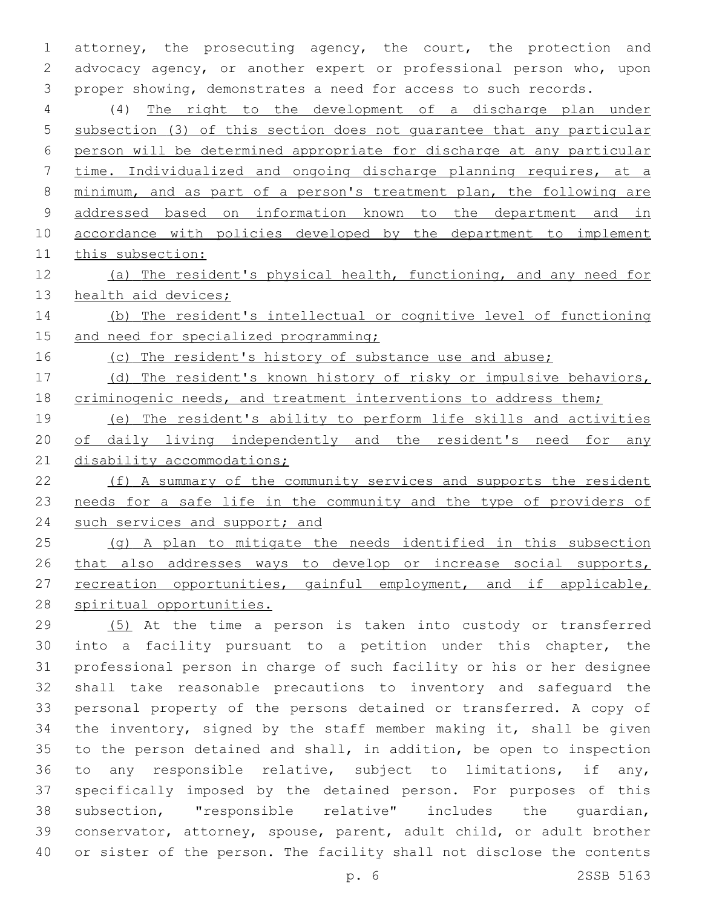attorney, the prosecuting agency, the court, the protection and advocacy agency, or another expert or professional person who, upon proper showing, demonstrates a need for access to such records.

(4) The right to the development of a discharge plan under subsection (3) of this section does not guarantee that any particular person will be determined appropriate for discharge at any particular time. Individualized and ongoing discharge planning requires, at a minimum, and as part of a person's treatment plan, the following are addressed based on information known to the department and in accordance with policies developed by the department to implement this subsection:

(a) The resident's physical health, functioning, and any need for health aid devices;

(b) The resident's intellectual or cognitive level of functioning and need for specialized programming;

(c) The resident's history of substance use and abuse;

(d) The resident's known history of risky or impulsive behaviors, criminogenic needs, and treatment interventions to address them;

(e) The resident's ability to perform life skills and activities of daily living independently and the resident's need for any disability accommodations;

(f) A summary of the community services and supports the resident needs for a safe life in the community and the type of providers of such services and support; and

(g) A plan to mitigate the needs identified in this subsection that also addresses ways to develop or increase social supports, recreation opportunities, gainful employment, and if applicable, spiritual opportunities.

(5) At the time a person is taken into custody or transferred into a facility pursuant to a petition under this chapter, the professional person in charge of such facility or his or her designee shall take reasonable precautions to inventory and safeguard the personal property of the persons detained or transferred. A copy of the inventory, signed by the staff member making it, shall be given to the person detained and shall, in addition, be open to inspection to any responsible relative, subject to limitations, if any, specifically imposed by the detained person. For purposes of this subsection, "responsible relative" includes the guardian, conservator, attorney, spouse, parent, adult child, or adult brother or sister of the person. The facility shall not disclose the contents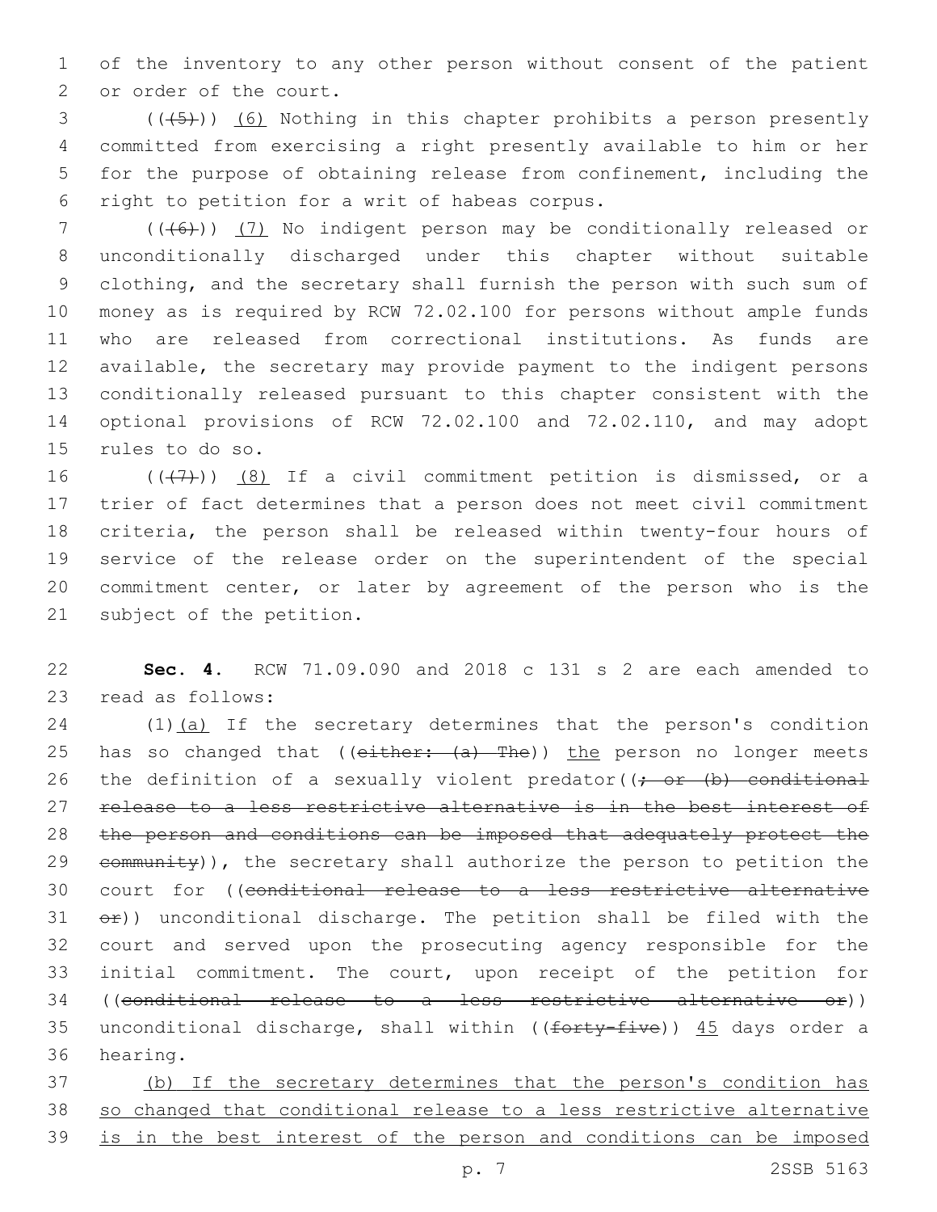of the inventory to any other person without consent of the patient or order of the court.

((~~(5)~~)) (6) Nothing in this chapter prohibits a person presently committed from exercising a right presently available to him or her for the purpose of obtaining release from confinement, including the right to petition for a writ of habeas corpus.

((~~(6)~~)) (7) No indigent person may be conditionally released or unconditionally discharged under this chapter without suitable clothing, and the secretary shall furnish the person with such sum of money as is required by RCW 72.02.100 for persons without ample funds who are released from correctional institutions. As funds are available, the secretary may provide payment to the indigent persons conditionally released pursuant to this chapter consistent with the optional provisions of RCW 72.02.100 and 72.02.110, and may adopt rules to do so.

((~~(7)~~)) (8) If a civil commitment petition is dismissed, or a trier of fact determines that a person does not meet civil commitment criteria, the person shall be released within twenty-four hours of service of the release order on the superintendent of the special commitment center, or later by agreement of the person who is the subject of the petition.

**Sec. 4.** RCW 71.09.090 and 2018 c 131 s 2 are each amended to read as follows:

(1)(a) If the secretary determines that the person's condition has so changed that ((~~either: (a) The~~)) the person no longer meets the definition of a sexually violent predator((~~; or (b) conditional release to a less restrictive alternative is in the best interest of the person and conditions can be imposed that adequately protect the community~~)), the secretary shall authorize the person to petition the court for ((~~conditional release to a less restrictive alternative or~~)) unconditional discharge. The petition shall be filed with the court and served upon the prosecuting agency responsible for the initial commitment. The court, upon receipt of the petition for ((~~conditional release to a less restrictive alternative or~~)) unconditional discharge, shall within ((~~forty-five~~)) 45 days order a hearing.

(b) If the secretary determines that the person's condition has so changed that conditional release to a less restrictive alternative is in the best interest of the person and conditions can be imposed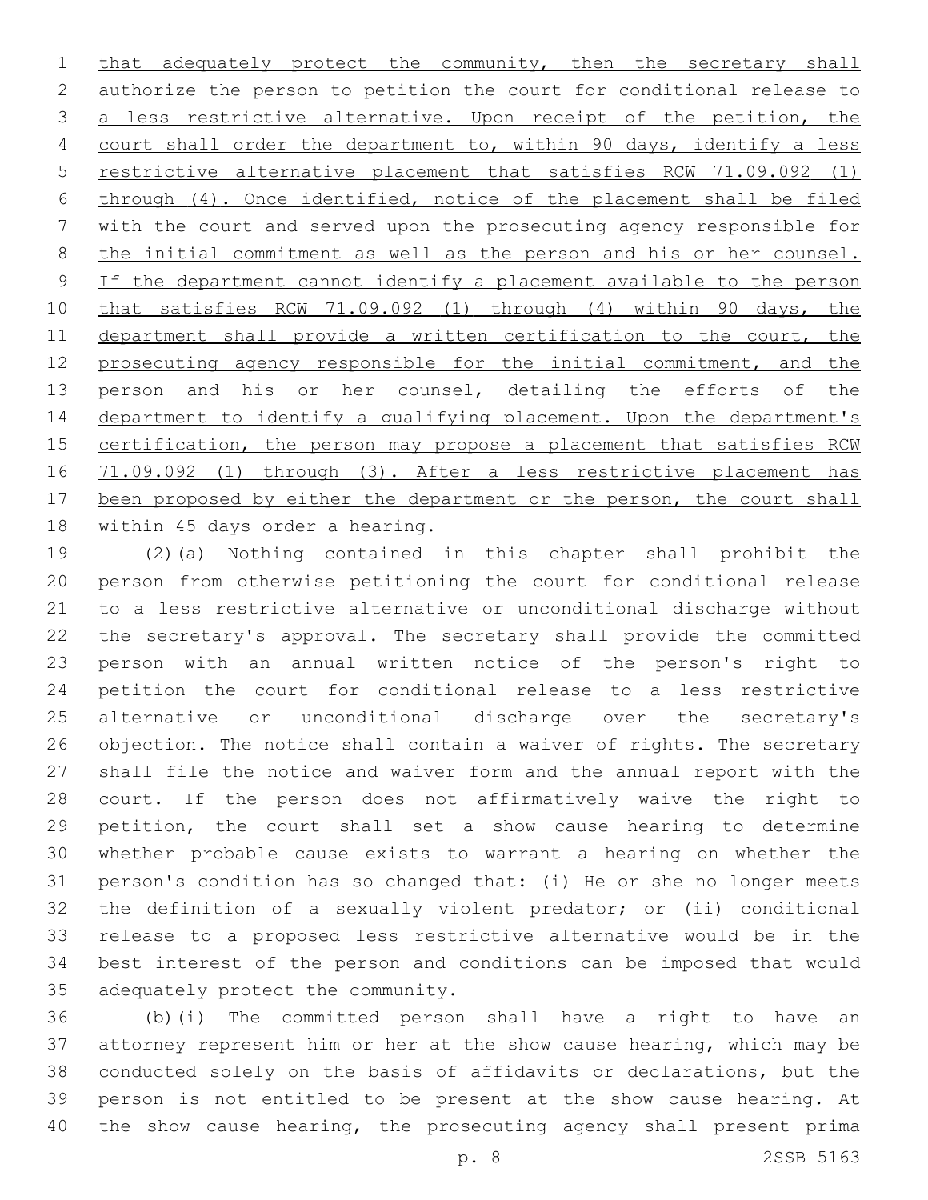that adequately protect the community, then the secretary shall authorize the person to petition the court for conditional release to a less restrictive alternative. Upon receipt of the petition, the court shall order the department to, within 90 days, identify a less restrictive alternative placement that satisfies RCW 71.09.092 (1) through (4). Once identified, notice of the placement shall be filed with the court and served upon the prosecuting agency responsible for the initial commitment as well as the person and his or her counsel. If the department cannot identify a placement available to the person that satisfies RCW 71.09.092 (1) through (4) within 90 days, the department shall provide a written certification to the court, the prosecuting agency responsible for the initial commitment, and the person and his or her counsel, detailing the efforts of the department to identify a qualifying placement. Upon the department's certification, the person may propose a placement that satisfies RCW 71.09.092 (1) through (3). After a less restrictive placement has been proposed by either the department or the person, the court shall within 45 days order a hearing.

(2)(a) Nothing contained in this chapter shall prohibit the person from otherwise petitioning the court for conditional release to a less restrictive alternative or unconditional discharge without the secretary's approval. The secretary shall provide the committed person with an annual written notice of the person's right to petition the court for conditional release to a less restrictive alternative or unconditional discharge over the secretary's objection. The notice shall contain a waiver of rights. The secretary shall file the notice and waiver form and the annual report with the court. If the person does not affirmatively waive the right to petition, the court shall set a show cause hearing to determine whether probable cause exists to warrant a hearing on whether the person's condition has so changed that: (i) He or she no longer meets the definition of a sexually violent predator; or (ii) conditional release to a proposed less restrictive alternative would be in the best interest of the person and conditions can be imposed that would adequately protect the community.

(b)(i) The committed person shall have a right to have an attorney represent him or her at the show cause hearing, which may be conducted solely on the basis of affidavits or declarations, but the person is not entitled to be present at the show cause hearing. At the show cause hearing, the prosecuting agency shall present prima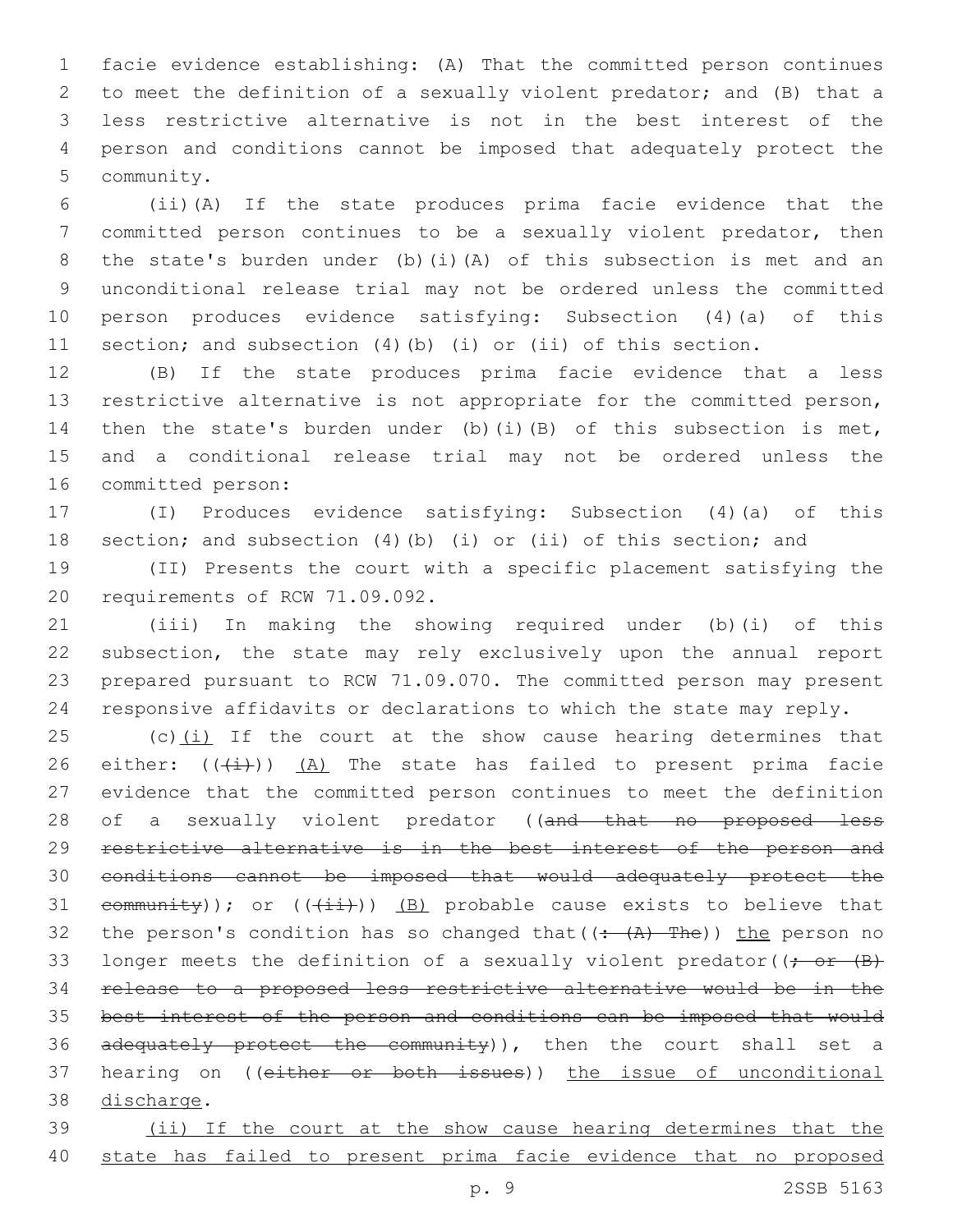facie evidence establishing: (A) That the committed person continues to meet the definition of a sexually violent predator; and (B) that a less restrictive alternative is not in the best interest of the person and conditions cannot be imposed that adequately protect the community.

(ii)(A) If the state produces prima facie evidence that the committed person continues to be a sexually violent predator, then the state's burden under (b)(i)(A) of this subsection is met and an unconditional release trial may not be ordered unless the committed person produces evidence satisfying: Subsection (4)(a) of this section; and subsection (4)(b) (i) or (ii) of this section.

(B) If the state produces prima facie evidence that a less restrictive alternative is not appropriate for the committed person, then the state's burden under (b)(i)(B) of this subsection is met, and a conditional release trial may not be ordered unless the committed person:

(I) Produces evidence satisfying: Subsection (4)(a) of this section; and subsection (4)(b) (i) or (ii) of this section; and

(II) Presents the court with a specific placement satisfying the requirements of RCW 71.09.092.

(iii) In making the showing required under (b)(i) of this subsection, the state may rely exclusively upon the annual report prepared pursuant to RCW 71.09.070. The committed person may present responsive affidavits or declarations to which the state may reply.

(c)<u>(i)</u> If the court at the show cause hearing determines that either: ~~((~~~~(i)~~~~))~~ <u>(A)</u> The state has failed to present prima facie evidence that the committed person continues to meet the definition of a sexually violent predator ~~((and that no proposed less restrictive alternative is in the best interest of the person and conditions cannot be imposed that would adequately protect the community))~~; or ~~((~~~~(ii)~~~~))~~ <u>(B)</u> probable cause exists to believe that the person's condition has so changed that ~~((: (A) The))~~ <u>the</u> person no longer meets the definition of a sexually violent predator ~~((; or (B) release to a proposed less restrictive alternative would be in the best interest of the person and conditions can be imposed that would adequately protect the community))~~, then the court shall set a hearing on ~~((either or both issues))~~ <u>the issue of unconditional discharge</u>.

<u>(ii) If the court at the show cause hearing determines that the state has failed to present prima facie evidence that no proposed</u>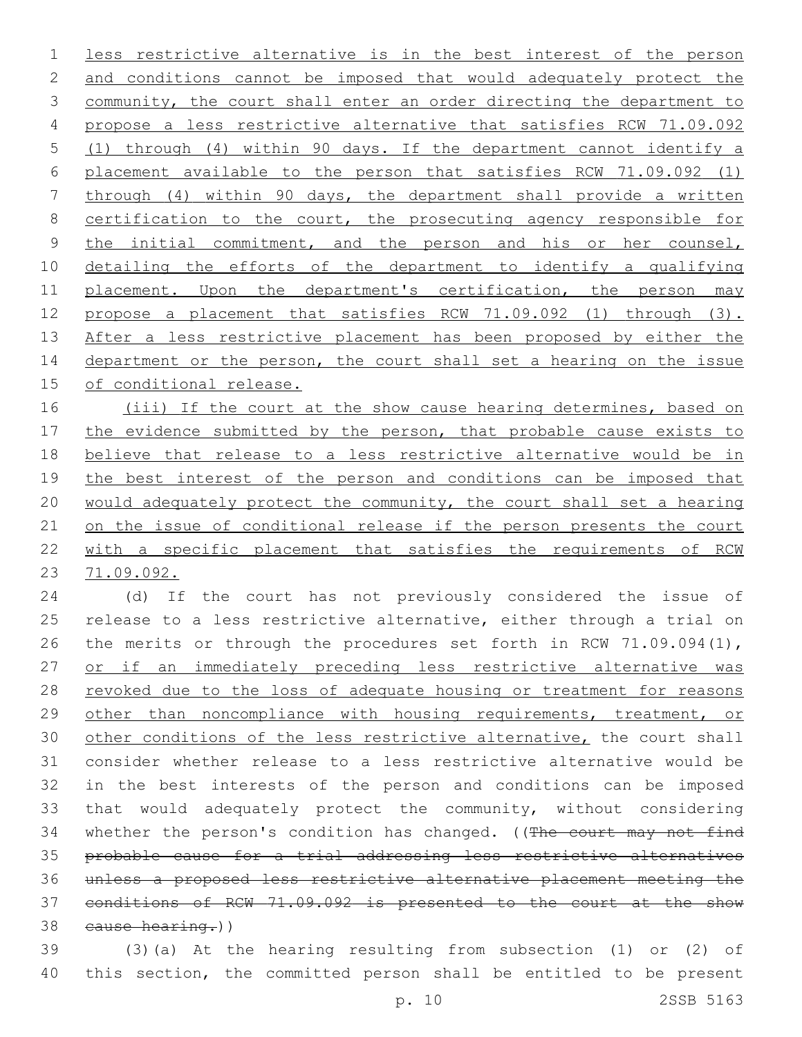less restrictive alternative is in the best interest of the person and conditions cannot be imposed that would adequately protect the community, the court shall enter an order directing the department to propose a less restrictive alternative that satisfies RCW 71.09.092 (1) through (4) within 90 days. If the department cannot identify a placement available to the person that satisfies RCW 71.09.092 (1) through (4) within 90 days, the department shall provide a written certification to the court, the prosecuting agency responsible for the initial commitment, and the person and his or her counsel, detailing the efforts of the department to identify a qualifying placement. Upon the department's certification, the person may propose a placement that satisfies RCW 71.09.092 (1) through (3). After a less restrictive placement has been proposed by either the department or the person, the court shall set a hearing on the issue of conditional release.

(iii) If the court at the show cause hearing determines, based on the evidence submitted by the person, that probable cause exists to believe that release to a less restrictive alternative would be in the best interest of the person and conditions can be imposed that would adequately protect the community, the court shall set a hearing on the issue of conditional release if the person presents the court with a specific placement that satisfies the requirements of RCW 71.09.092.

(d) If the court has not previously considered the issue of release to a less restrictive alternative, either through a trial on the merits or through the procedures set forth in RCW 71.09.094(1), or if an immediately preceding less restrictive alternative was revoked due to the loss of adequate housing or treatment for reasons other than noncompliance with housing requirements, treatment, or other conditions of the less restrictive alternative, the court shall consider whether release to a less restrictive alternative would be in the best interests of the person and conditions can be imposed that would adequately protect the community, without considering whether the person's condition has changed. ((~~The court may not find probable cause for a trial addressing less restrictive alternatives unless a proposed less restrictive alternative placement meeting the conditions of RCW 71.09.092 is presented to the court at the show cause hearing.~~))

(3)(a) At the hearing resulting from subsection (1) or (2) of this section, the committed person shall be entitled to be present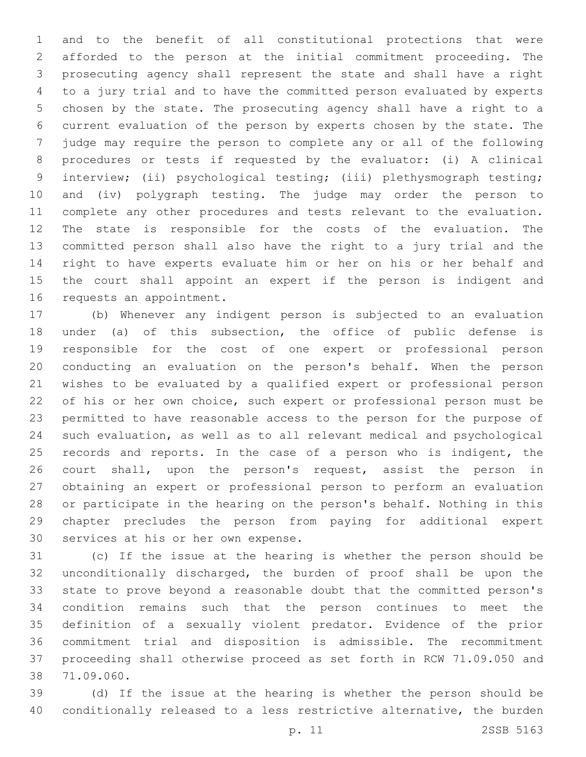and to the benefit of all constitutional protections that were afforded to the person at the initial commitment proceeding. The prosecuting agency shall represent the state and shall have a right to a jury trial and to have the committed person evaluated by experts chosen by the state. The prosecuting agency shall have a right to a current evaluation of the person by experts chosen by the state. The judge may require the person to complete any or all of the following procedures or tests if requested by the evaluator: (i) A clinical interview; (ii) psychological testing; (iii) plethysmograph testing; and (iv) polygraph testing. The judge may order the person to complete any other procedures and tests relevant to the evaluation. The state is responsible for the costs of the evaluation. The committed person shall also have the right to a jury trial and the right to have experts evaluate him or her on his or her behalf and the court shall appoint an expert if the person is indigent and requests an appointment.

(b) Whenever any indigent person is subjected to an evaluation under (a) of this subsection, the office of public defense is responsible for the cost of one expert or professional person conducting an evaluation on the person's behalf. When the person wishes to be evaluated by a qualified expert or professional person of his or her own choice, such expert or professional person must be permitted to have reasonable access to the person for the purpose of such evaluation, as well as to all relevant medical and psychological records and reports. In the case of a person who is indigent, the court shall, upon the person's request, assist the person in obtaining an expert or professional person to perform an evaluation or participate in the hearing on the person's behalf. Nothing in this chapter precludes the person from paying for additional expert services at his or her own expense.

(c) If the issue at the hearing is whether the person should be unconditionally discharged, the burden of proof shall be upon the state to prove beyond a reasonable doubt that the committed person's condition remains such that the person continues to meet the definition of a sexually violent predator. Evidence of the prior commitment trial and disposition is admissible. The recommitment proceeding shall otherwise proceed as set forth in RCW 71.09.050 and 71.09.060.

(d) If the issue at the hearing is whether the person should be conditionally released to a less restrictive alternative, the burden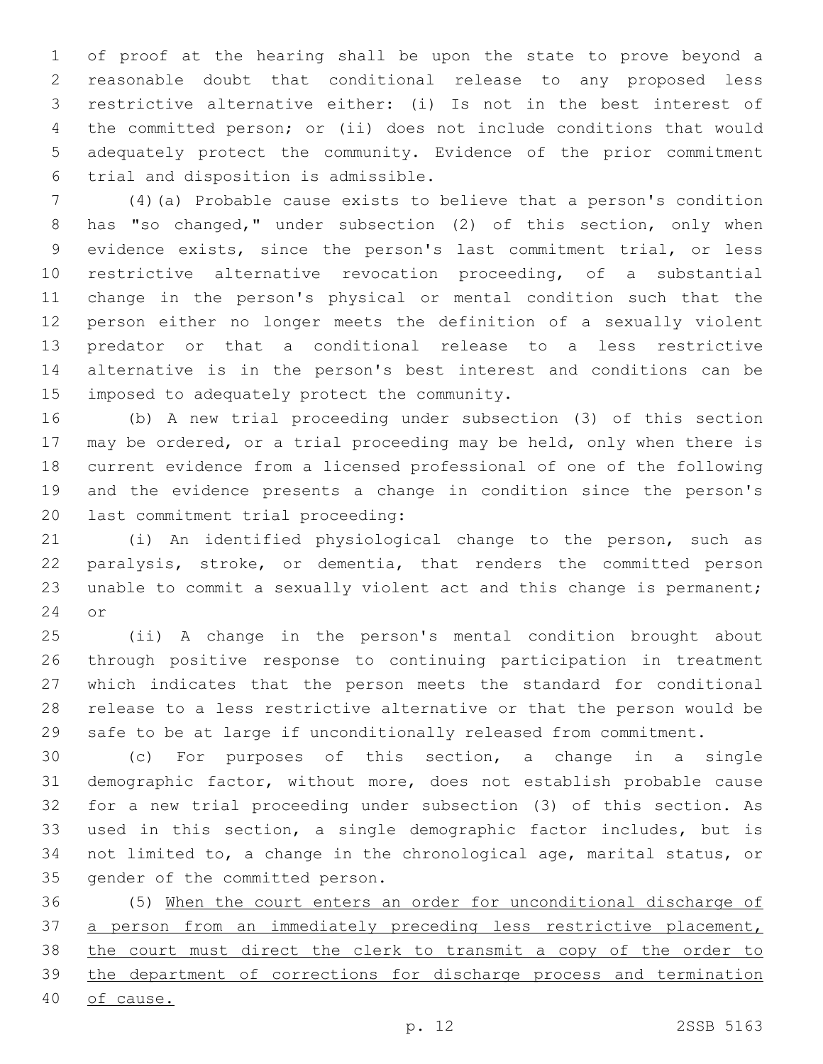of proof at the hearing shall be upon the state to prove beyond a reasonable doubt that conditional release to any proposed less restrictive alternative either: (i) Is not in the best interest of the committed person; or (ii) does not include conditions that would adequately protect the community. Evidence of the prior commitment trial and disposition is admissible.

(4)(a) Probable cause exists to believe that a person's condition has "so changed," under subsection (2) of this section, only when evidence exists, since the person's last commitment trial, or less restrictive alternative revocation proceeding, of a substantial change in the person's physical or mental condition such that the person either no longer meets the definition of a sexually violent predator or that a conditional release to a less restrictive alternative is in the person's best interest and conditions can be imposed to adequately protect the community.

(b) A new trial proceeding under subsection (3) of this section may be ordered, or a trial proceeding may be held, only when there is current evidence from a licensed professional of one of the following and the evidence presents a change in condition since the person's last commitment trial proceeding:

(i) An identified physiological change to the person, such as paralysis, stroke, or dementia, that renders the committed person unable to commit a sexually violent act and this change is permanent; or

(ii) A change in the person's mental condition brought about through positive response to continuing participation in treatment which indicates that the person meets the standard for conditional release to a less restrictive alternative or that the person would be safe to be at large if unconditionally released from commitment.

(c) For purposes of this section, a change in a single demographic factor, without more, does not establish probable cause for a new trial proceeding under subsection (3) of this section. As used in this section, a single demographic factor includes, but is not limited to, a change in the chronological age, marital status, or gender of the committed person.

(5) <u>When the court enters an order for unconditional discharge of a person from an immediately preceding less restrictive placement, the court must direct the clerk to transmit a copy of the order to the department of corrections for discharge process and termination of cause.</u>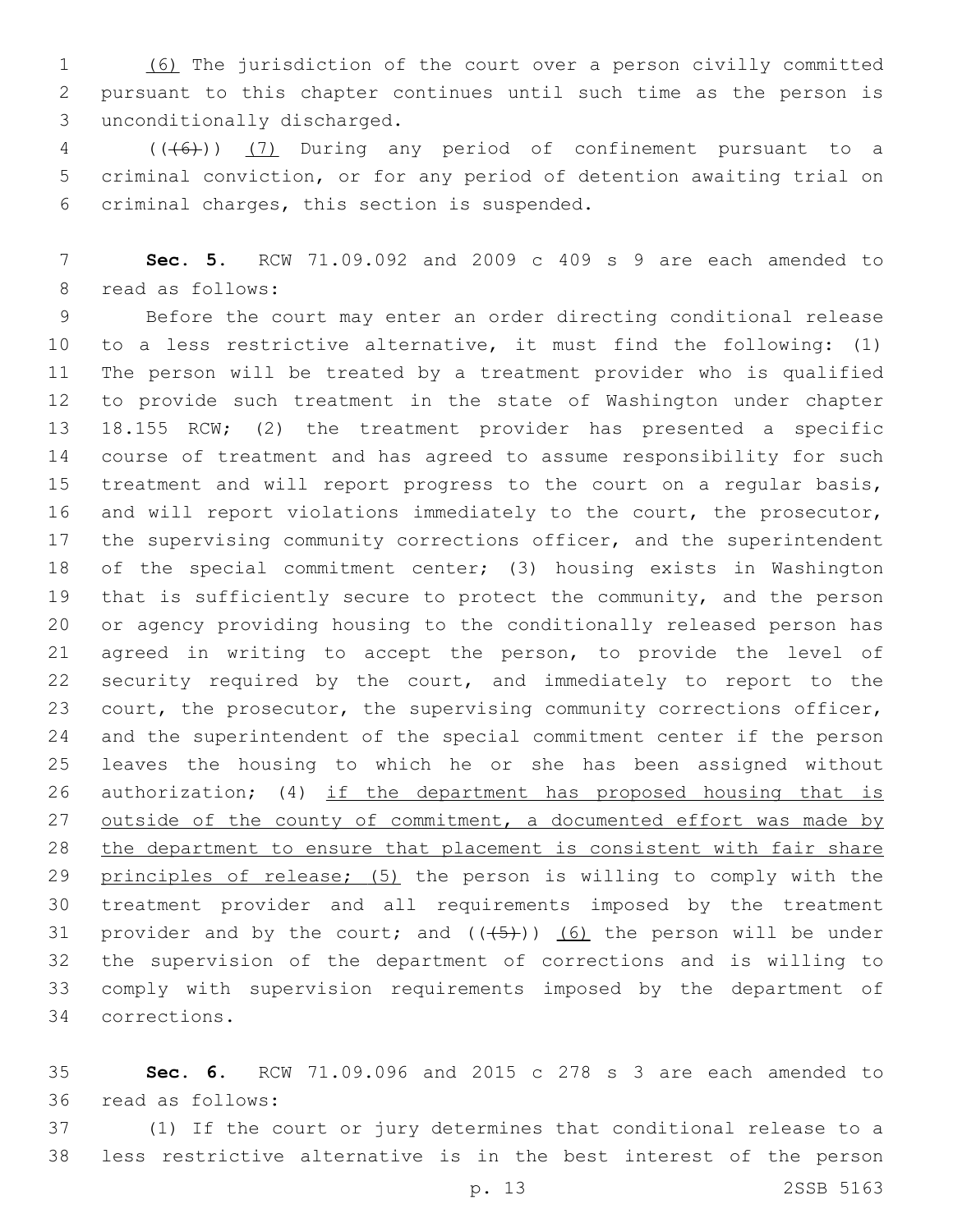(6) The jurisdiction of the court over a person civilly committed pursuant to this chapter continues until such time as the person is unconditionally discharged.

(((6))) (7) During any period of confinement pursuant to a criminal conviction, or for any period of detention awaiting trial on criminal charges, this section is suspended.

**Sec. 5.** RCW 71.09.092 and 2009 c 409 s 9 are each amended to read as follows:

Before the court may enter an order directing conditional release to a less restrictive alternative, it must find the following: (1) The person will be treated by a treatment provider who is qualified to provide such treatment in the state of Washington under chapter 18.155 RCW; (2) the treatment provider has presented a specific course of treatment and has agreed to assume responsibility for such treatment and will report progress to the court on a regular basis, and will report violations immediately to the court, the prosecutor, the supervising community corrections officer, and the superintendent of the special commitment center; (3) housing exists in Washington that is sufficiently secure to protect the community, and the person or agency providing housing to the conditionally released person has agreed in writing to accept the person, to provide the level of security required by the court, and immediately to report to the court, the prosecutor, the supervising community corrections officer, and the superintendent of the special commitment center if the person leaves the housing to which he or she has been assigned without authorization; (4) if the department has proposed housing that is outside of the county of commitment, a documented effort was made by the department to ensure that placement is consistent with fair share principles of release; (5) the person is willing to comply with the treatment provider and all requirements imposed by the treatment provider and by the court; and (((5))) (6) the person will be under the supervision of the department of corrections and is willing to comply with supervision requirements imposed by the department of corrections.

**Sec. 6.** RCW 71.09.096 and 2015 c 278 s 3 are each amended to read as follows:

(1) If the court or jury determines that conditional release to a less restrictive alternative is in the best interest of the person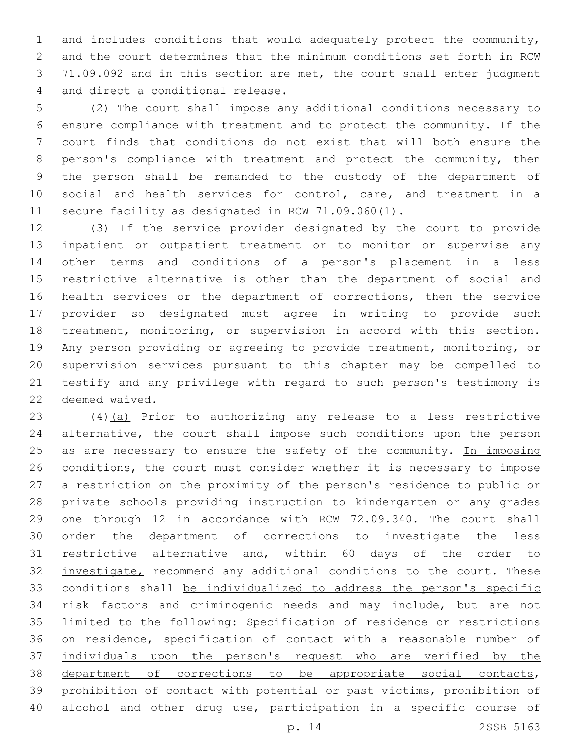and includes conditions that would adequately protect the community, and the court determines that the minimum conditions set forth in RCW 71.09.092 and in this section are met, the court shall enter judgment and direct a conditional release.

(2) The court shall impose any additional conditions necessary to ensure compliance with treatment and to protect the community. If the court finds that conditions do not exist that will both ensure the person's compliance with treatment and protect the community, then the person shall be remanded to the custody of the department of social and health services for control, care, and treatment in a secure facility as designated in RCW 71.09.060(1).

(3) If the service provider designated by the court to provide inpatient or outpatient treatment or to monitor or supervise any other terms and conditions of a person's placement in a less restrictive alternative is other than the department of social and health services or the department of corrections, then the service provider so designated must agree in writing to provide such treatment, monitoring, or supervision in accord with this section. Any person providing or agreeing to provide treatment, monitoring, or supervision services pursuant to this chapter may be compelled to testify and any privilege with regard to such person's testimony is deemed waived.

(4)<u>(a)</u> Prior to authorizing any release to a less restrictive alternative, the court shall impose such conditions upon the person as are necessary to ensure the safety of the community. <u>In imposing conditions, the court must consider whether it is necessary to impose a restriction on the proximity of the person's residence to public or private schools providing instruction to kindergarten or any grades one through 12 in accordance with RCW 72.09.340.</u> The court shall order the department of corrections to investigate the less restrictive alternative and<u>, within 60 days of the order to investigate,</u> recommend any additional conditions to the court. These conditions shall <u>be individualized to address the person's specific risk factors and criminogenic needs and may</u> include, but are not limited to the following: Specification of residence <u>or restrictions on residence, specification of contact with a reasonable number of individuals upon the person's request who are verified by the department of corrections to be appropriate social contacts</u>, prohibition of contact with potential or past victims, prohibition of alcohol and other drug use, participation in a specific course of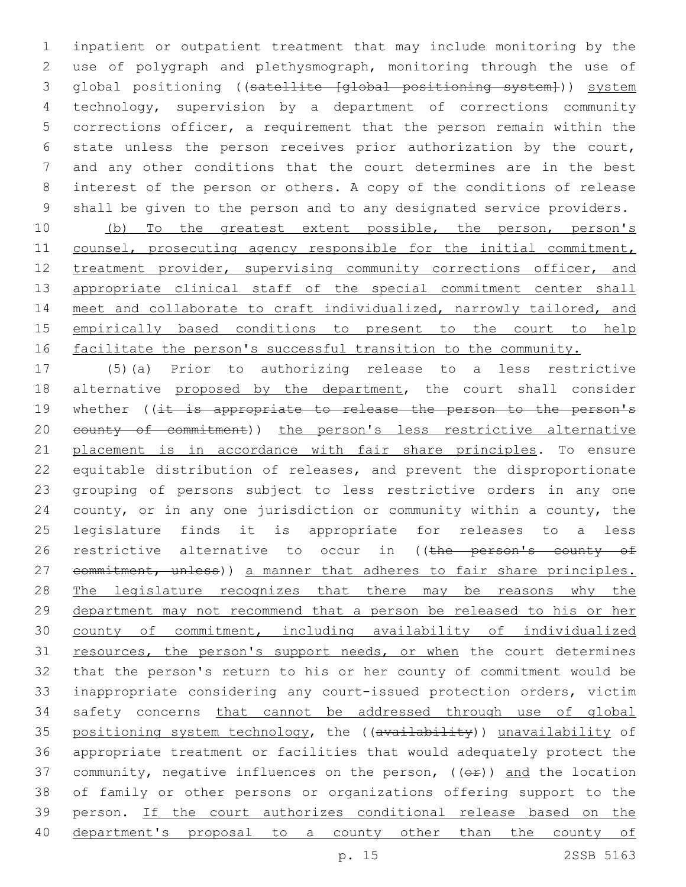inpatient or outpatient treatment that may include monitoring by the use of polygraph and plethysmograph, monitoring through the use of global positioning ((~~satellite [global positioning system]~~)) system technology, supervision by a department of corrections community corrections officer, a requirement that the person remain within the state unless the person receives prior authorization by the court, and any other conditions that the court determines are in the best interest of the person or others. A copy of the conditions of release shall be given to the person and to any designated service providers.

(b) To the greatest extent possible, the person, person's counsel, prosecuting agency responsible for the initial commitment, treatment provider, supervising community corrections officer, and appropriate clinical staff of the special commitment center shall meet and collaborate to craft individualized, narrowly tailored, and empirically based conditions to present to the court to help facilitate the person's successful transition to the community.

(5)(a) Prior to authorizing release to a less restrictive alternative proposed by the department, the court shall consider whether ((~~it is appropriate to release the person to the person's county of commitment~~)) the person's less restrictive alternative placement is in accordance with fair share principles. To ensure equitable distribution of releases, and prevent the disproportionate grouping of persons subject to less restrictive orders in any one county, or in any one jurisdiction or community within a county, the legislature finds it is appropriate for releases to a less restrictive alternative to occur in ((~~the person's county of commitment, unless~~)) a manner that adheres to fair share principles. The legislature recognizes that there may be reasons why the department may not recommend that a person be released to his or her county of commitment, including availability of individualized resources, the person's support needs, or when the court determines that the person's return to his or her county of commitment would be inappropriate considering any court-issued protection orders, victim safety concerns that cannot be addressed through use of global positioning system technology, the ((~~availability~~)) unavailability of appropriate treatment or facilities that would adequately protect the community, negative influences on the person, ((~~or~~)) and the location of family or other persons or organizations offering support to the person. If the court authorizes conditional release based on the department's proposal to a county other than the county of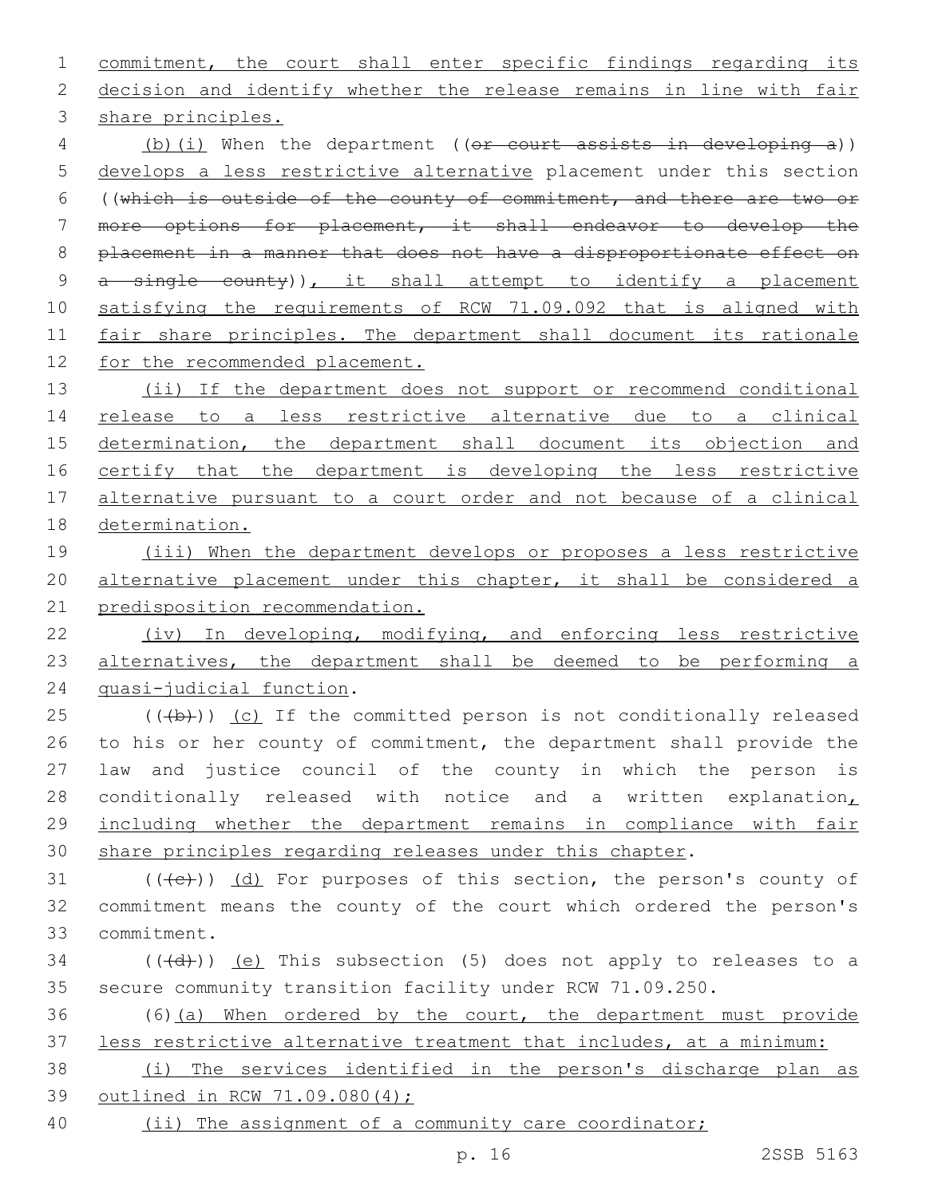commitment, the court shall enter specific findings regarding its decision and identify whether the release remains in line with fair share principles.

(b)(i) When the department ((~~or court assists in developing a~~)) develops a less restrictive alternative placement under this section ((~~which is outside of the county of commitment, and there are two or more options for placement, it shall endeavor to develop the placement in a manner that does not have a disproportionate effect on a single county~~)), it shall attempt to identify a placement satisfying the requirements of RCW 71.09.092 that is aligned with fair share principles. The department shall document its rationale for the recommended placement.

(ii) If the department does not support or recommend conditional release to a less restrictive alternative due to a clinical determination, the department shall document its objection and certify that the department is developing the less restrictive alternative pursuant to a court order and not because of a clinical determination.

(iii) When the department develops or proposes a less restrictive alternative placement under this chapter, it shall be considered a predisposition recommendation.

(iv) In developing, modifying, and enforcing less restrictive alternatives, the department shall be deemed to be performing a quasi-judicial function.

((~~(b)~~)) (c) If the committed person is not conditionally released to his or her county of commitment, the department shall provide the law and justice council of the county in which the person is conditionally released with notice and a written explanation, including whether the department remains in compliance with fair share principles regarding releases under this chapter.

((~~(c)~~)) (d) For purposes of this section, the person's county of commitment means the county of the court which ordered the person's commitment.

((~~(d)~~)) (e) This subsection (5) does not apply to releases to a secure community transition facility under RCW 71.09.250.

(6)(a) When ordered by the court, the department must provide less restrictive alternative treatment that includes, at a minimum:

(i) The services identified in the person's discharge plan as outlined in RCW 71.09.080(4);

(ii) The assignment of a community care coordinator;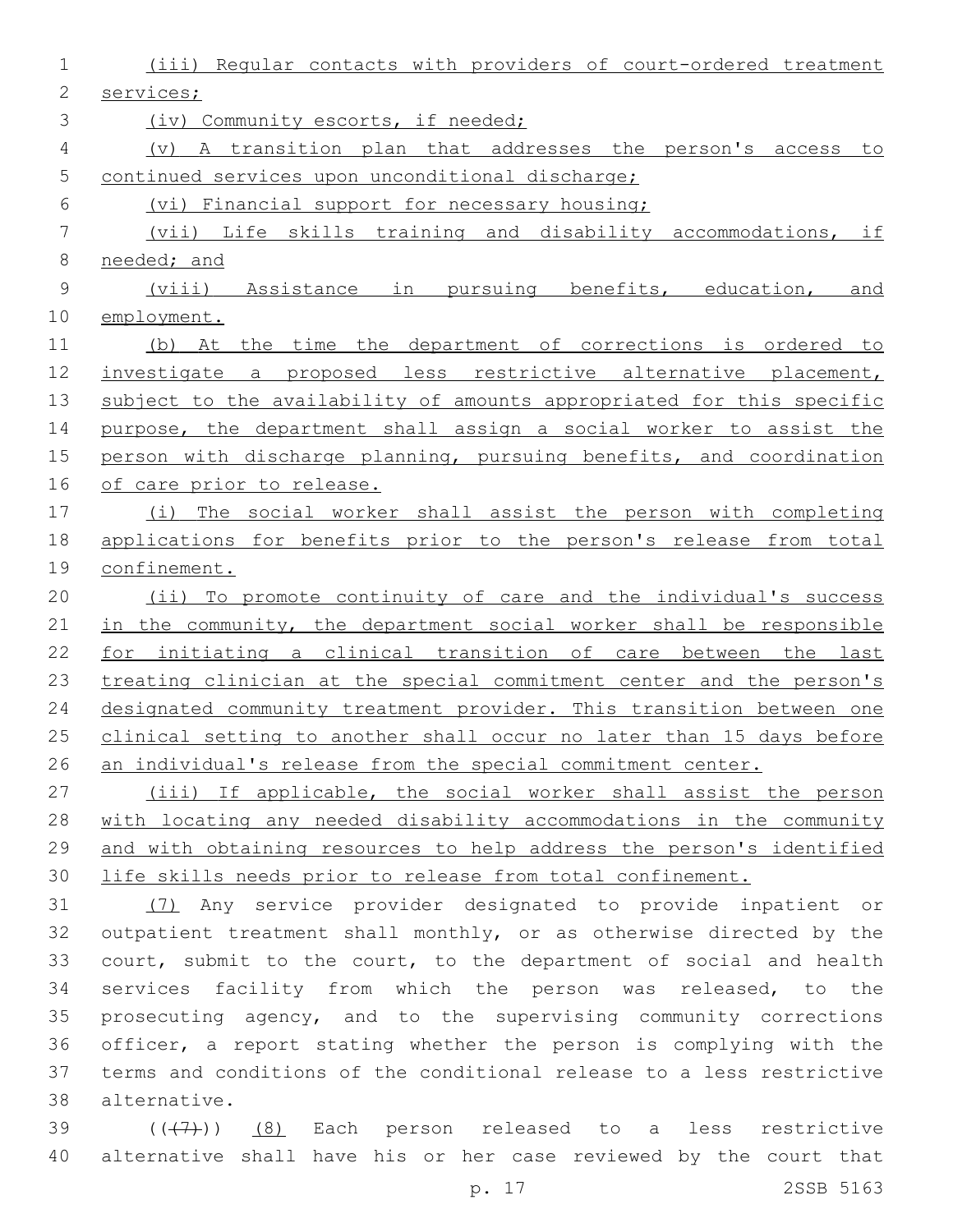(iii) Regular contacts with providers of court-ordered treatment services;

(iv) Community escorts, if needed;

(v) A transition plan that addresses the person's access to continued services upon unconditional discharge;

(vi) Financial support for necessary housing;

(vii) Life skills training and disability accommodations, if needed; and

(viii) Assistance in pursuing benefits, education, and employment.

(b) At the time the department of corrections is ordered to investigate a proposed less restrictive alternative placement, subject to the availability of amounts appropriated for this specific purpose, the department shall assign a social worker to assist the person with discharge planning, pursuing benefits, and coordination of care prior to release.

(i) The social worker shall assist the person with completing applications for benefits prior to the person's release from total confinement.

(ii) To promote continuity of care and the individual's success in the community, the department social worker shall be responsible for initiating a clinical transition of care between the last treating clinician at the special commitment center and the person's designated community treatment provider. This transition between one clinical setting to another shall occur no later than 15 days before an individual's release from the special commitment center.

(iii) If applicable, the social worker shall assist the person with locating any needed disability accommodations in the community and with obtaining resources to help address the person's identified life skills needs prior to release from total confinement.

(7) Any service provider designated to provide inpatient or outpatient treatment shall monthly, or as otherwise directed by the court, submit to the court, to the department of social and health services facility from which the person was released, to the prosecuting agency, and to the supervising community corrections officer, a report stating whether the person is complying with the terms and conditions of the conditional release to a less restrictive alternative.

(((7))) (8) Each person released to a less restrictive alternative shall have his or her case reviewed by the court that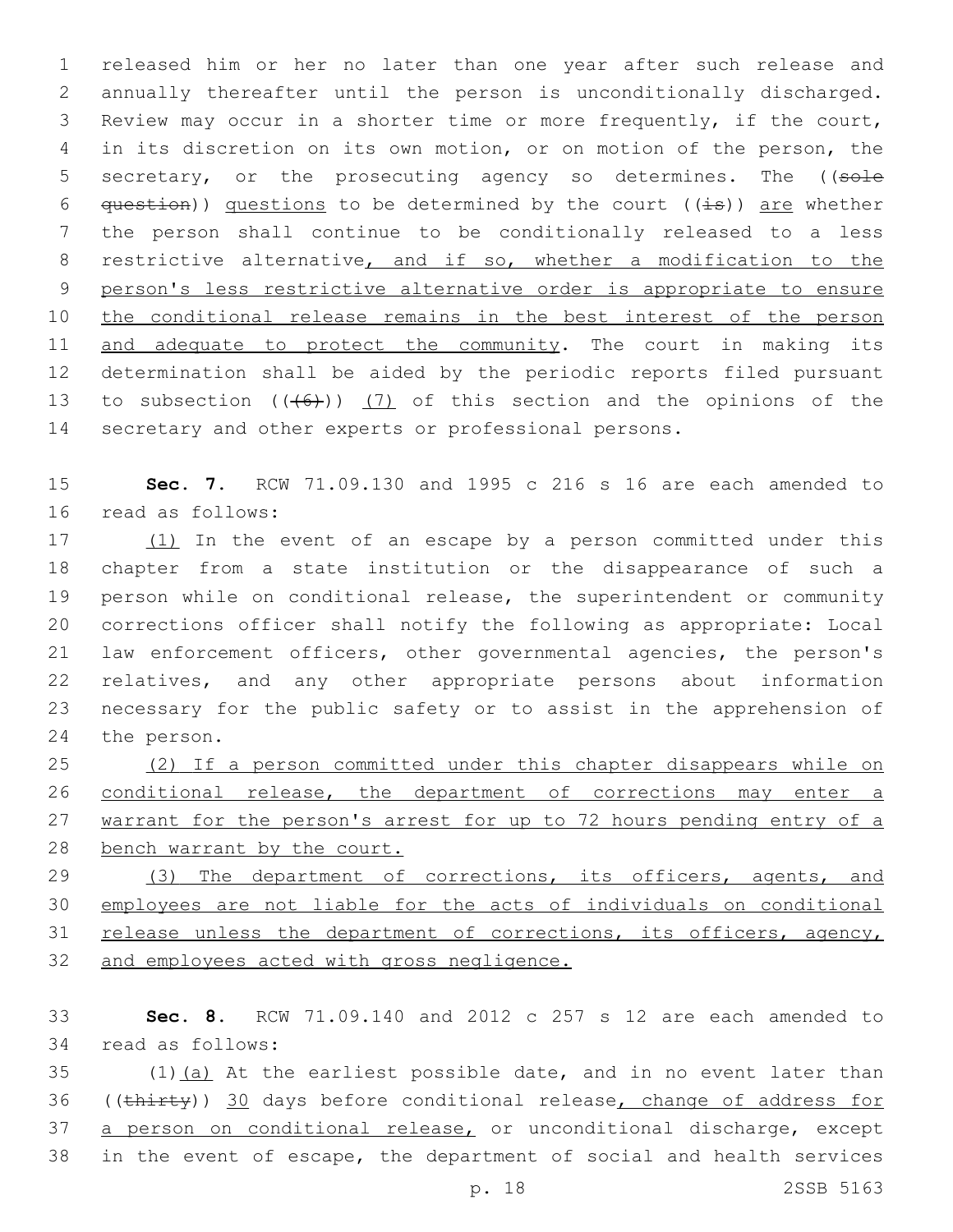released him or her no later than one year after such release and annually thereafter until the person is unconditionally discharged. Review may occur in a shorter time or more frequently, if the court, in its discretion on its own motion, or on motion of the person, the secretary, or the prosecuting agency so determines. The ((sole question)) questions to be determined by the court ((is)) are whether the person shall continue to be conditionally released to a less restrictive alternative, and if so, whether a modification to the person's less restrictive alternative order is appropriate to ensure the conditional release remains in the best interest of the person and adequate to protect the community. The court in making its determination shall be aided by the periodic reports filed pursuant to subsection ((+6+)) (7) of this section and the opinions of the secretary and other experts or professional persons.

**Sec. 7.** RCW 71.09.130 and 1995 c 216 s 16 are each amended to read as follows:

(1) In the event of an escape by a person committed under this chapter from a state institution or the disappearance of such a person while on conditional release, the superintendent or community corrections officer shall notify the following as appropriate: Local law enforcement officers, other governmental agencies, the person's relatives, and any other appropriate persons about information necessary for the public safety or to assist in the apprehension of the person.

(2) If a person committed under this chapter disappears while on conditional release, the department of corrections may enter a warrant for the person's arrest for up to 72 hours pending entry of a bench warrant by the court.

(3) The department of corrections, its officers, agents, and employees are not liable for the acts of individuals on conditional release unless the department of corrections, its officers, agency, and employees acted with gross negligence.

**Sec. 8.** RCW 71.09.140 and 2012 c 257 s 12 are each amended to read as follows:

(1)(a) At the earliest possible date, and in no event later than ((thirty)) 30 days before conditional release, change of address for a person on conditional release, or unconditional discharge, except in the event of escape, the department of social and health services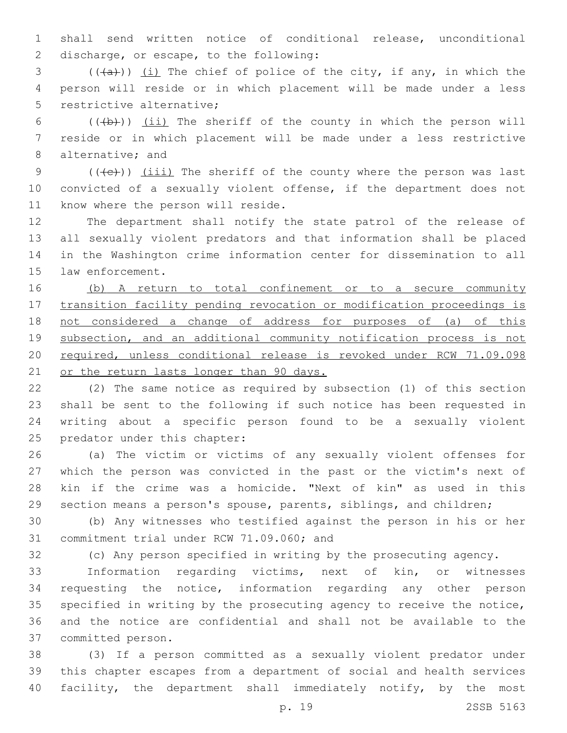shall send written notice of conditional release, unconditional discharge, or escape, to the following:

((~~(a)~~)) <u>(i)</u> The chief of police of the city, if any, in which the person will reside or in which placement will be made under a less restrictive alternative;

((~~(b)~~)) <u>(ii)</u> The sheriff of the county in which the person will reside or in which placement will be made under a less restrictive alternative; and

((~~(c)~~)) <u>(iii)</u> The sheriff of the county where the person was last convicted of a sexually violent offense, if the department does not know where the person will reside.

The department shall notify the state patrol of the release of all sexually violent predators and that information shall be placed in the Washington crime information center for dissemination to all law enforcement.

<u>(b) A return to total confinement or to a secure community transition facility pending revocation or modification proceedings is not considered a change of address for purposes of (a) of this subsection, and an additional community notification process is not required, unless conditional release is revoked under RCW 71.09.098 or the return lasts longer than 90 days.</u>

(2) The same notice as required by subsection (1) of this section shall be sent to the following if such notice has been requested in writing about a specific person found to be a sexually violent predator under this chapter:

(a) The victim or victims of any sexually violent offenses for which the person was convicted in the past or the victim's next of kin if the crime was a homicide. "Next of kin" as used in this section means a person's spouse, parents, siblings, and children;

(b) Any witnesses who testified against the person in his or her commitment trial under RCW 71.09.060; and

(c) Any person specified in writing by the prosecuting agency.

Information regarding victims, next of kin, or witnesses requesting the notice, information regarding any other person specified in writing by the prosecuting agency to receive the notice, and the notice are confidential and shall not be available to the committed person.

(3) If a person committed as a sexually violent predator under this chapter escapes from a department of social and health services facility, the department shall immediately notify, by the most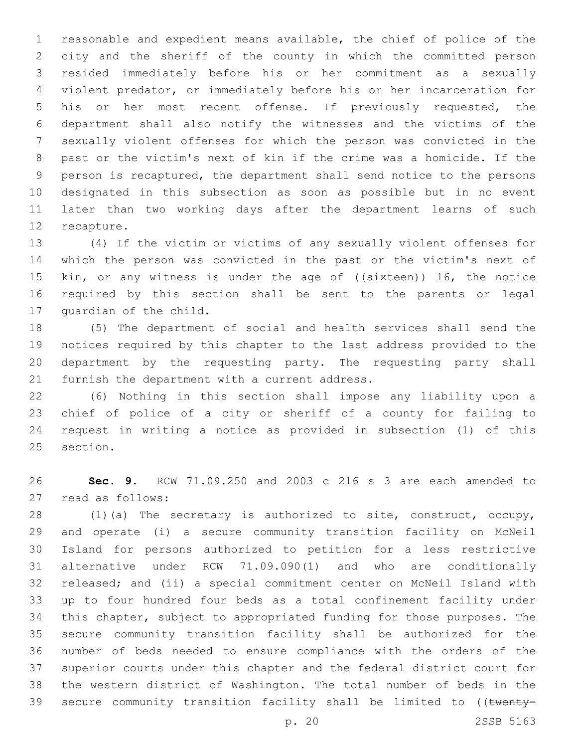reasonable and expedient means available, the chief of police of the city and the sheriff of the county in which the committed person resided immediately before his or her commitment as a sexually violent predator, or immediately before his or her incarceration for his or her most recent offense. If previously requested, the department shall also notify the witnesses and the victims of the sexually violent offenses for which the person was convicted in the past or the victim's next of kin if the crime was a homicide. If the person is recaptured, the department shall send notice to the persons designated in this subsection as soon as possible but in no event later than two working days after the department learns of such recapture.

(4) If the victim or victims of any sexually violent offenses for which the person was convicted in the past or the victim's next of kin, or any witness is under the age of ((~~sixteen~~)) 16, the notice required by this section shall be sent to the parents or legal guardian of the child.

(5) The department of social and health services shall send the notices required by this chapter to the last address provided to the department by the requesting party. The requesting party shall furnish the department with a current address.

(6) Nothing in this section shall impose any liability upon a chief of police of a city or sheriff of a county for failing to request in writing a notice as provided in subsection (1) of this section.

**Sec. 9.** RCW 71.09.250 and 2003 c 216 s 3 are each amended to read as follows:

(1)(a) The secretary is authorized to site, construct, occupy, and operate (i) a secure community transition facility on McNeil Island for persons authorized to petition for a less restrictive alternative under RCW 71.09.090(1) and who are conditionally released; and (ii) a special commitment center on McNeil Island with up to four hundred four beds as a total confinement facility under this chapter, subject to appropriated funding for those purposes. The secure community transition facility shall be authorized for the number of beds needed to ensure compliance with the orders of the superior courts under this chapter and the federal district court for the western district of Washington. The total number of beds in the secure community transition facility shall be limited to ((~~twenty-~~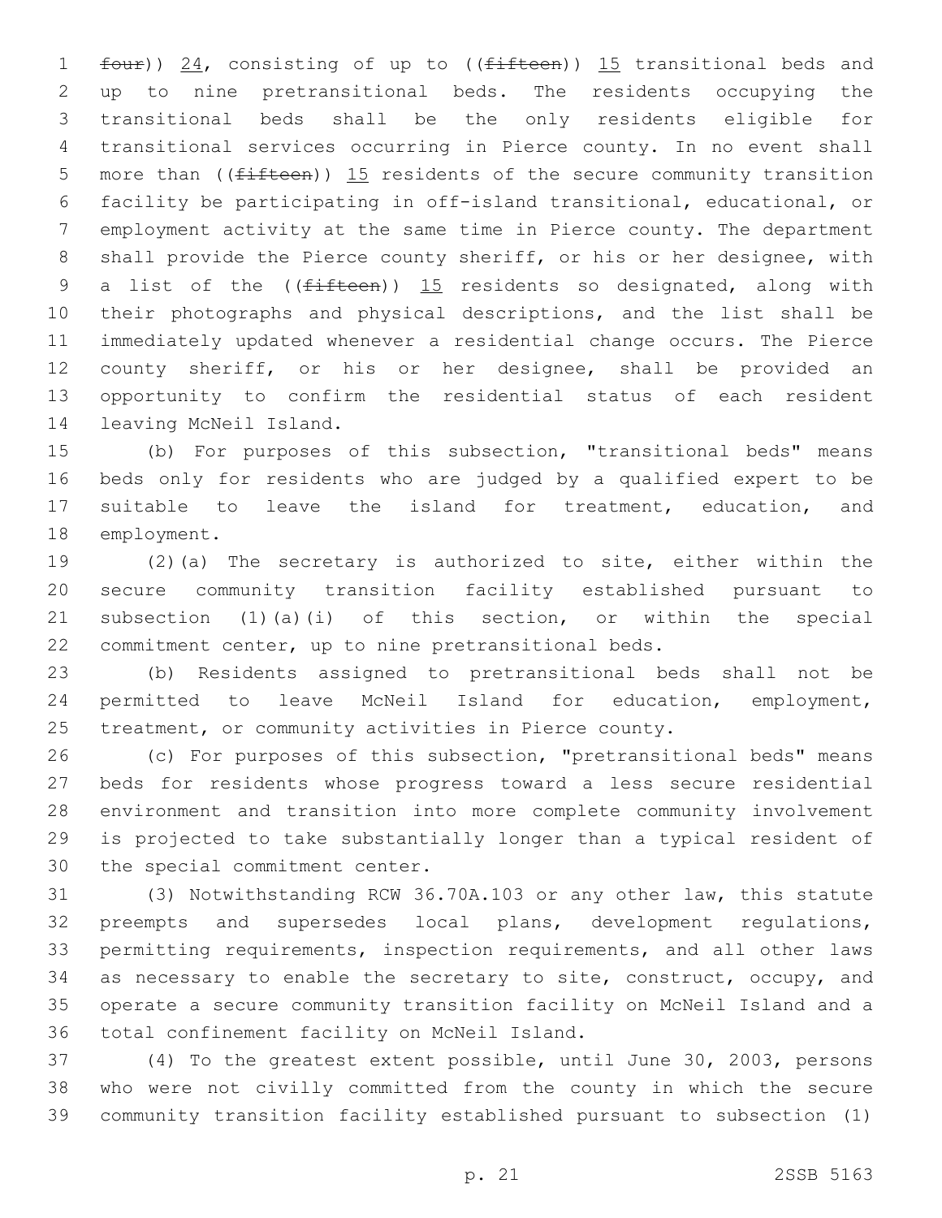~~four~~)) <u>24</u>, consisting of up to ((~~fifteen~~)) <u>15</u> transitional beds and up to nine pretransitional beds. The residents occupying the transitional beds shall be the only residents eligible for transitional services occurring in Pierce county. In no event shall more than ((~~fifteen~~)) <u>15</u> residents of the secure community transition facility be participating in off-island transitional, educational, or employment activity at the same time in Pierce county. The department shall provide the Pierce county sheriff, or his or her designee, with a list of the ((~~fifteen~~)) <u>15</u> residents so designated, along with their photographs and physical descriptions, and the list shall be immediately updated whenever a residential change occurs. The Pierce county sheriff, or his or her designee, shall be provided an opportunity to confirm the residential status of each resident leaving McNeil Island.

(b) For purposes of this subsection, "transitional beds" means beds only for residents who are judged by a qualified expert to be suitable to leave the island for treatment, education, and employment.

(2)(a) The secretary is authorized to site, either within the secure community transition facility established pursuant to subsection (1)(a)(i) of this section, or within the special commitment center, up to nine pretransitional beds.

(b) Residents assigned to pretransitional beds shall not be permitted to leave McNeil Island for education, employment, treatment, or community activities in Pierce county.

(c) For purposes of this subsection, "pretransitional beds" means beds for residents whose progress toward a less secure residential environment and transition into more complete community involvement is projected to take substantially longer than a typical resident of the special commitment center.

(3) Notwithstanding RCW 36.70A.103 or any other law, this statute preempts and supersedes local plans, development regulations, permitting requirements, inspection requirements, and all other laws as necessary to enable the secretary to site, construct, occupy, and operate a secure community transition facility on McNeil Island and a total confinement facility on McNeil Island.

(4) To the greatest extent possible, until June 30, 2003, persons who were not civilly committed from the county in which the secure community transition facility established pursuant to subsection (1)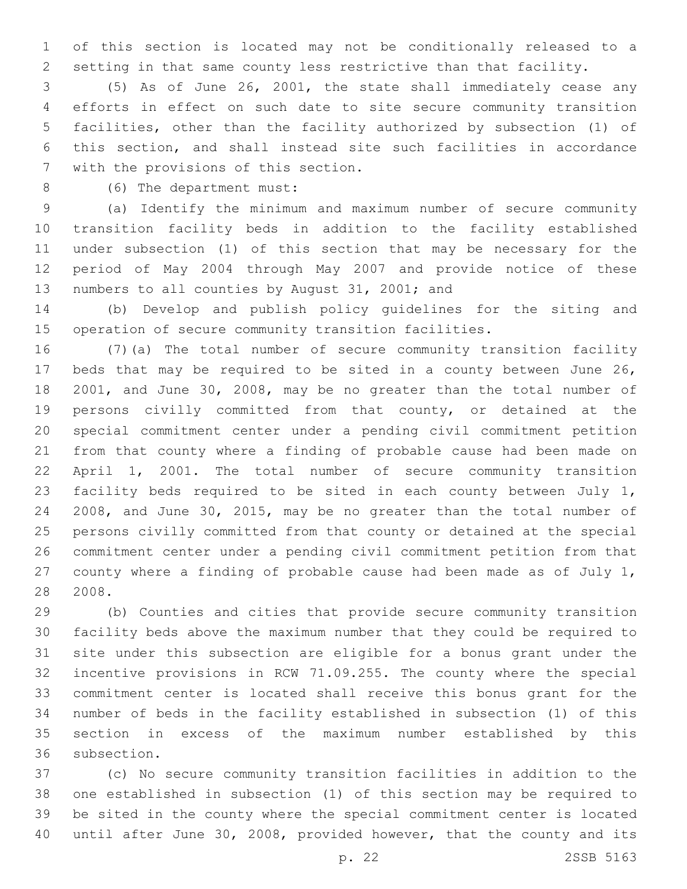of this section is located may not be conditionally released to a setting in that same county less restrictive than that facility.

(5) As of June 26, 2001, the state shall immediately cease any efforts in effect on such date to site secure community transition facilities, other than the facility authorized by subsection (1) of this section, and shall instead site such facilities in accordance with the provisions of this section.

(6) The department must:

(a) Identify the minimum and maximum number of secure community transition facility beds in addition to the facility established under subsection (1) of this section that may be necessary for the period of May 2004 through May 2007 and provide notice of these numbers to all counties by August 31, 2001; and

(b) Develop and publish policy guidelines for the siting and operation of secure community transition facilities.

(7)(a) The total number of secure community transition facility beds that may be required to be sited in a county between June 26, 2001, and June 30, 2008, may be no greater than the total number of persons civilly committed from that county, or detained at the special commitment center under a pending civil commitment petition from that county where a finding of probable cause had been made on April 1, 2001. The total number of secure community transition facility beds required to be sited in each county between July 1, 2008, and June 30, 2015, may be no greater than the total number of persons civilly committed from that county or detained at the special commitment center under a pending civil commitment petition from that county where a finding of probable cause had been made as of July 1, 2008.

(b) Counties and cities that provide secure community transition facility beds above the maximum number that they could be required to site under this subsection are eligible for a bonus grant under the incentive provisions in RCW 71.09.255. The county where the special commitment center is located shall receive this bonus grant for the number of beds in the facility established in subsection (1) of this section in excess of the maximum number established by this subsection.

(c) No secure community transition facilities in addition to the one established in subsection (1) of this section may be required to be sited in the county where the special commitment center is located until after June 30, 2008, provided however, that the county and its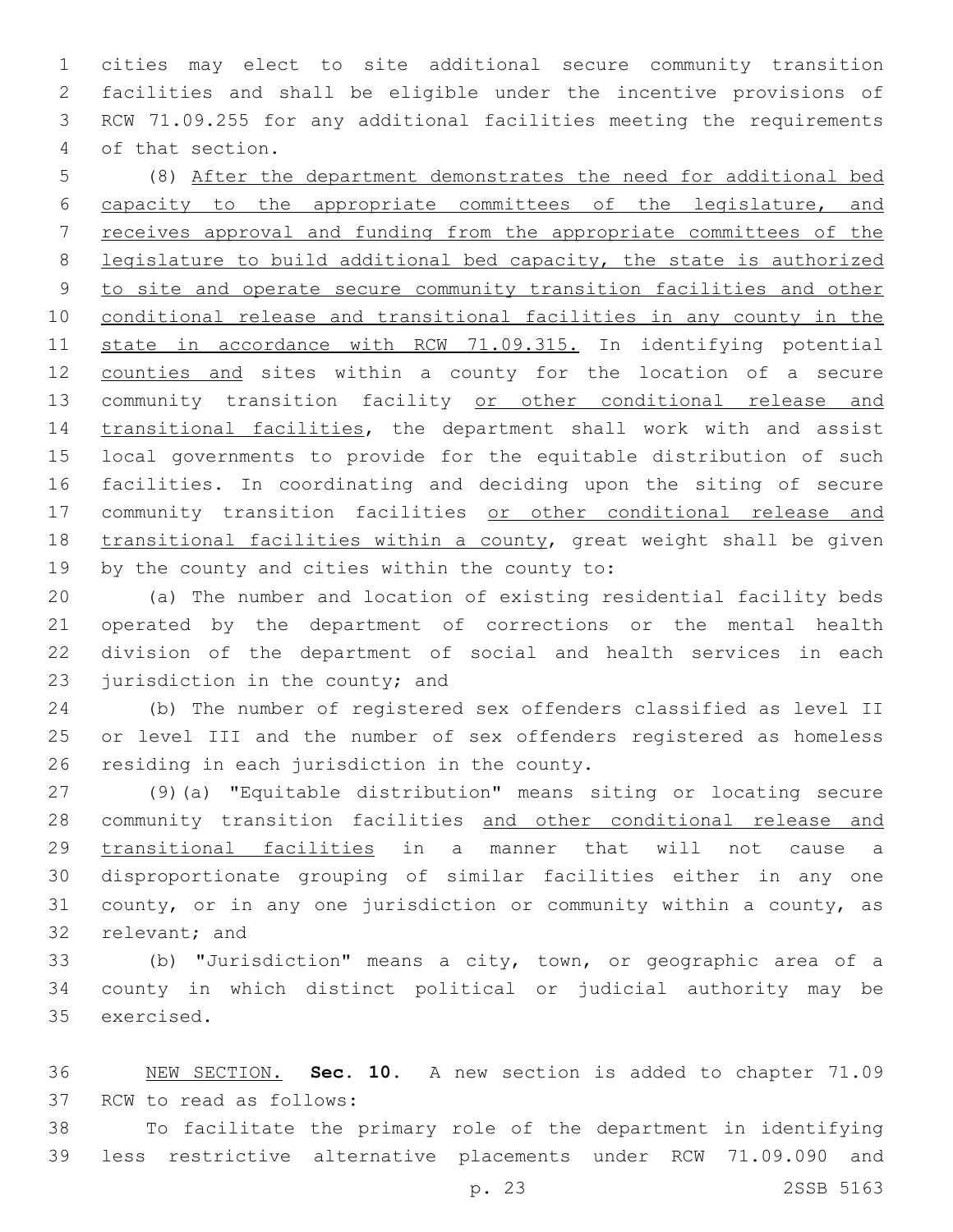cities may elect to site additional secure community transition facilities and shall be eligible under the incentive provisions of RCW 71.09.255 for any additional facilities meeting the requirements of that section.

(8) After the department demonstrates the need for additional bed capacity to the appropriate committees of the legislature, and receives approval and funding from the appropriate committees of the legislature to build additional bed capacity, the state is authorized to site and operate secure community transition facilities and other conditional release and transitional facilities in any county in the state in accordance with RCW 71.09.315. In identifying potential counties and sites within a county for the location of a secure community transition facility or other conditional release and transitional facilities, the department shall work with and assist local governments to provide for the equitable distribution of such facilities. In coordinating and deciding upon the siting of secure community transition facilities or other conditional release and transitional facilities within a county, great weight shall be given by the county and cities within the county to:

(a) The number and location of existing residential facility beds operated by the department of corrections or the mental health division of the department of social and health services in each jurisdiction in the county; and

(b) The number of registered sex offenders classified as level II or level III and the number of sex offenders registered as homeless residing in each jurisdiction in the county.

(9)(a) "Equitable distribution" means siting or locating secure community transition facilities and other conditional release and transitional facilities in a manner that will not cause a disproportionate grouping of similar facilities either in any one county, or in any one jurisdiction or community within a county, as relevant; and

(b) "Jurisdiction" means a city, town, or geographic area of a county in which distinct political or judicial authority may be exercised.

NEW SECTION. **Sec. 10.** A new section is added to chapter 71.09 RCW to read as follows:

To facilitate the primary role of the department in identifying less restrictive alternative placements under RCW 71.09.090 and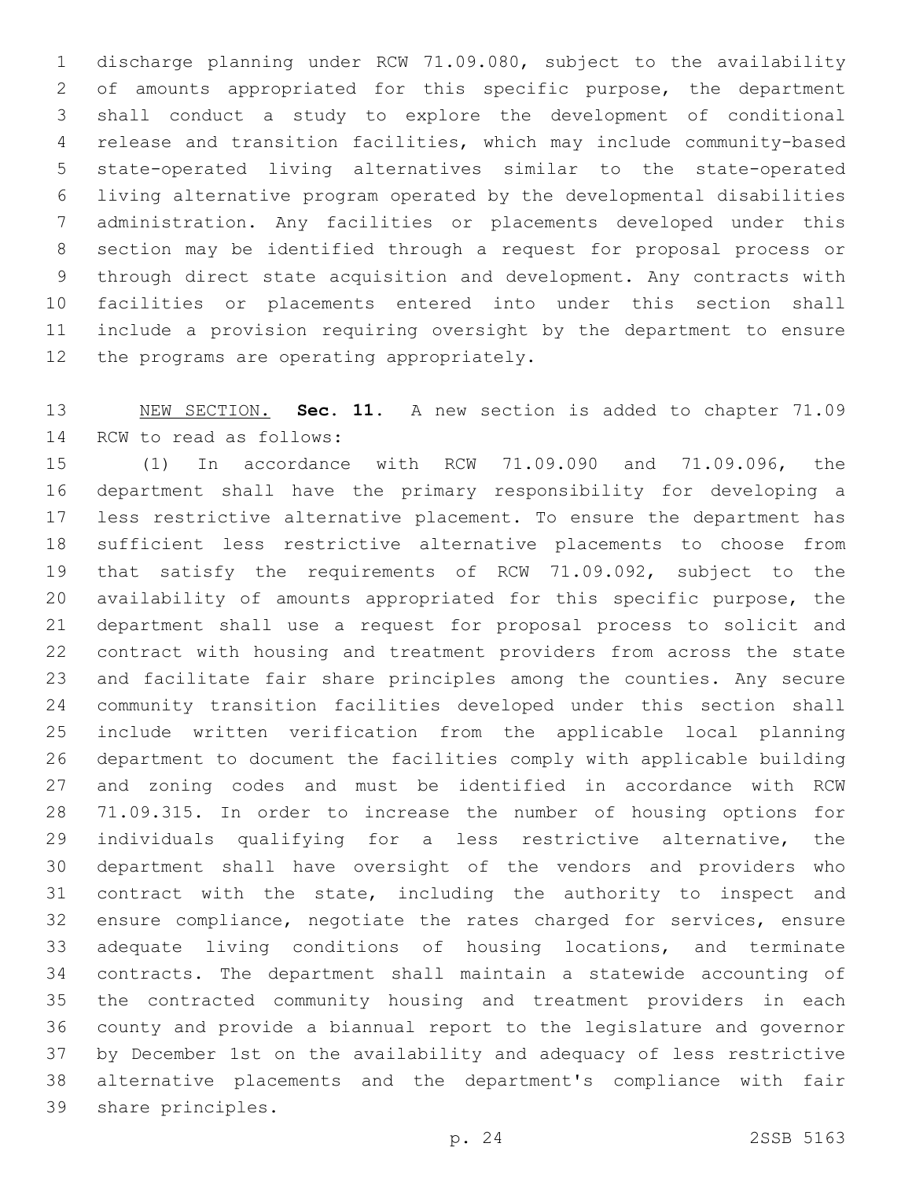discharge planning under RCW 71.09.080, subject to the availability of amounts appropriated for this specific purpose, the department shall conduct a study to explore the development of conditional release and transition facilities, which may include community-based state-operated living alternatives similar to the state-operated living alternative program operated by the developmental disabilities administration. Any facilities or placements developed under this section may be identified through a request for proposal process or through direct state acquisition and development. Any contracts with facilities or placements entered into under this section shall include a provision requiring oversight by the department to ensure the programs are operating appropriately.

NEW SECTION. **Sec. 11.** A new section is added to chapter 71.09 RCW to read as follows:

(1) In accordance with RCW 71.09.090 and 71.09.096, the department shall have the primary responsibility for developing a less restrictive alternative placement. To ensure the department has sufficient less restrictive alternative placements to choose from that satisfy the requirements of RCW 71.09.092, subject to the availability of amounts appropriated for this specific purpose, the department shall use a request for proposal process to solicit and contract with housing and treatment providers from across the state and facilitate fair share principles among the counties. Any secure community transition facilities developed under this section shall include written verification from the applicable local planning department to document the facilities comply with applicable building and zoning codes and must be identified in accordance with RCW 71.09.315. In order to increase the number of housing options for individuals qualifying for a less restrictive alternative, the department shall have oversight of the vendors and providers who contract with the state, including the authority to inspect and ensure compliance, negotiate the rates charged for services, ensure adequate living conditions of housing locations, and terminate contracts. The department shall maintain a statewide accounting of the contracted community housing and treatment providers in each county and provide a biannual report to the legislature and governor by December 1st on the availability and adequacy of less restrictive alternative placements and the department's compliance with fair share principles.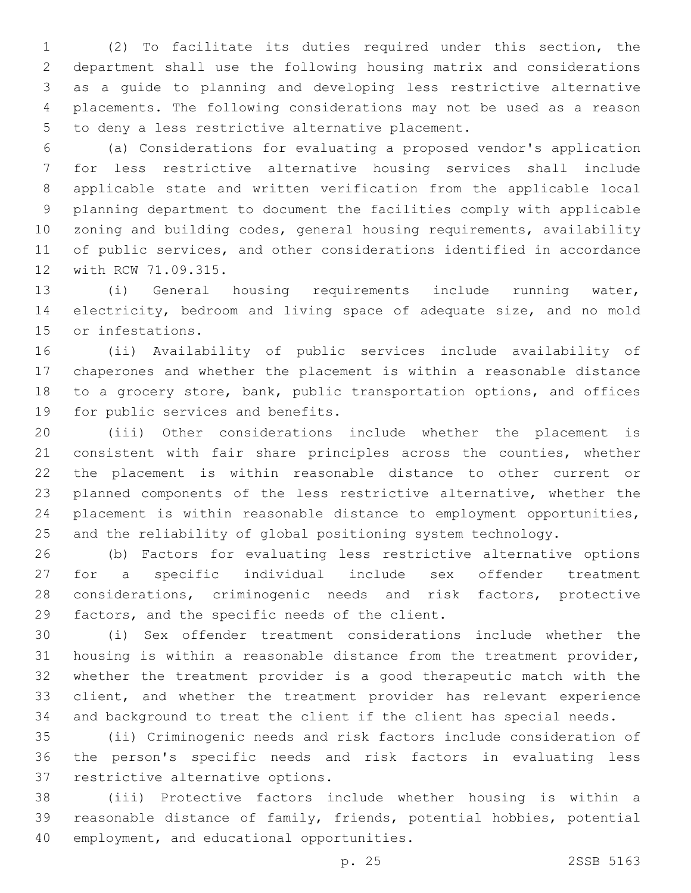(2) To facilitate its duties required under this section, the department shall use the following housing matrix and considerations as a guide to planning and developing less restrictive alternative placements. The following considerations may not be used as a reason to deny a less restrictive alternative placement.

(a) Considerations for evaluating a proposed vendor's application for less restrictive alternative housing services shall include applicable state and written verification from the applicable local planning department to document the facilities comply with applicable zoning and building codes, general housing requirements, availability of public services, and other considerations identified in accordance with RCW 71.09.315.

(i) General housing requirements include running water, electricity, bedroom and living space of adequate size, and no mold or infestations.

(ii) Availability of public services include availability of chaperones and whether the placement is within a reasonable distance to a grocery store, bank, public transportation options, and offices for public services and benefits.

(iii) Other considerations include whether the placement is consistent with fair share principles across the counties, whether the placement is within reasonable distance to other current or planned components of the less restrictive alternative, whether the placement is within reasonable distance to employment opportunities, and the reliability of global positioning system technology.

(b) Factors for evaluating less restrictive alternative options for a specific individual include sex offender treatment considerations, criminogenic needs and risk factors, protective factors, and the specific needs of the client.

(i) Sex offender treatment considerations include whether the housing is within a reasonable distance from the treatment provider, whether the treatment provider is a good therapeutic match with the client, and whether the treatment provider has relevant experience and background to treat the client if the client has special needs.

(ii) Criminogenic needs and risk factors include consideration of the person's specific needs and risk factors in evaluating less restrictive alternative options.

(iii) Protective factors include whether housing is within a reasonable distance of family, friends, potential hobbies, potential employment, and educational opportunities.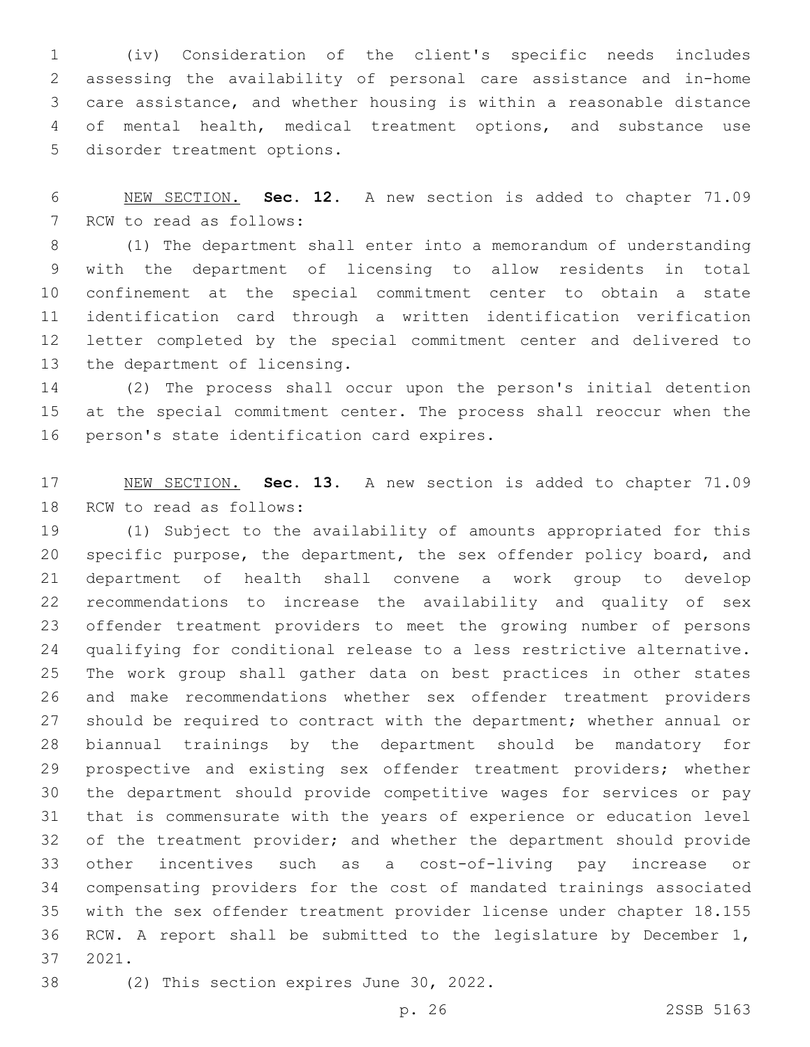(iv) Consideration of the client's specific needs includes assessing the availability of personal care assistance and in-home care assistance, and whether housing is within a reasonable distance of mental health, medical treatment options, and substance use disorder treatment options.

NEW SECTION. **Sec. 12.** A new section is added to chapter 71.09 RCW to read as follows:

(1) The department shall enter into a memorandum of understanding with the department of licensing to allow residents in total confinement at the special commitment center to obtain a state identification card through a written identification verification letter completed by the special commitment center and delivered to the department of licensing.

(2) The process shall occur upon the person's initial detention at the special commitment center. The process shall reoccur when the person's state identification card expires.

NEW SECTION. **Sec. 13.** A new section is added to chapter 71.09 RCW to read as follows:

(1) Subject to the availability of amounts appropriated for this specific purpose, the department, the sex offender policy board, and department of health shall convene a work group to develop recommendations to increase the availability and quality of sex offender treatment providers to meet the growing number of persons qualifying for conditional release to a less restrictive alternative. The work group shall gather data on best practices in other states and make recommendations whether sex offender treatment providers should be required to contract with the department; whether annual or biannual trainings by the department should be mandatory for prospective and existing sex offender treatment providers; whether the department should provide competitive wages for services or pay that is commensurate with the years of experience or education level of the treatment provider; and whether the department should provide other incentives such as a cost-of-living pay increase or compensating providers for the cost of mandated trainings associated with the sex offender treatment provider license under chapter 18.155 RCW. A report shall be submitted to the legislature by December 1, 2021.

(2) This section expires June 30, 2022.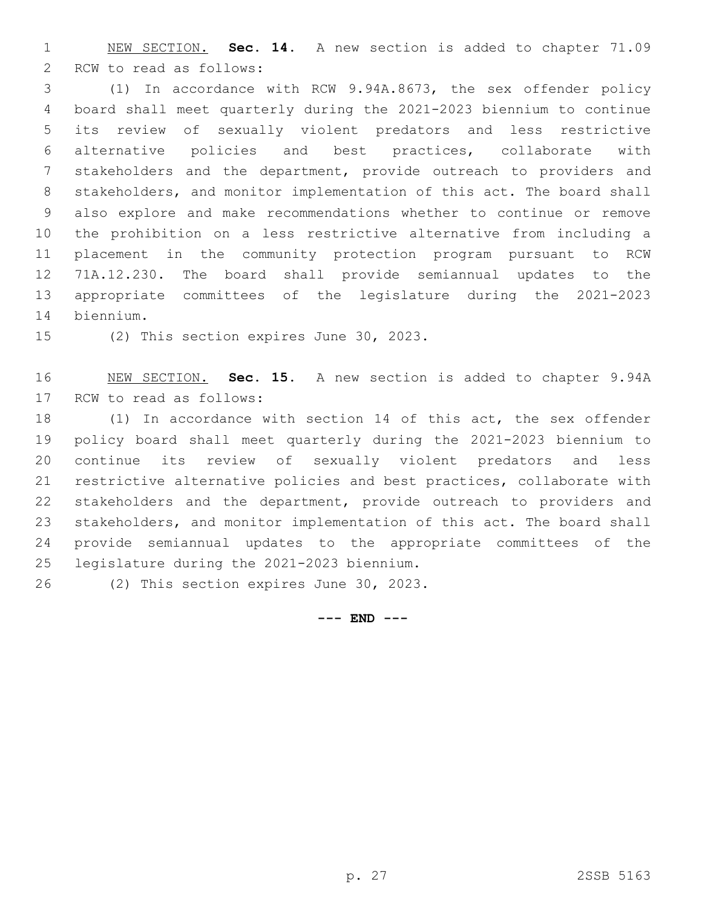NEW SECTION. **Sec. 14.** A new section is added to chapter 71.09 RCW to read as follows:

(1) In accordance with RCW 9.94A.8673, the sex offender policy board shall meet quarterly during the 2021-2023 biennium to continue its review of sexually violent predators and less restrictive alternative policies and best practices, collaborate with stakeholders and the department, provide outreach to providers and stakeholders, and monitor implementation of this act. The board shall also explore and make recommendations whether to continue or remove the prohibition on a less restrictive alternative from including a placement in the community protection program pursuant to RCW 71A.12.230. The board shall provide semiannual updates to the appropriate committees of the legislature during the 2021-2023 biennium.

(2) This section expires June 30, 2023.

NEW SECTION. **Sec. 15.** A new section is added to chapter 9.94A RCW to read as follows:

(1) In accordance with section 14 of this act, the sex offender policy board shall meet quarterly during the 2021-2023 biennium to continue its review of sexually violent predators and less restrictive alternative policies and best practices, collaborate with stakeholders and the department, provide outreach to providers and stakeholders, and monitor implementation of this act. The board shall provide semiannual updates to the appropriate committees of the legislature during the 2021-2023 biennium.

(2) This section expires June 30, 2023.

**--- END ---**